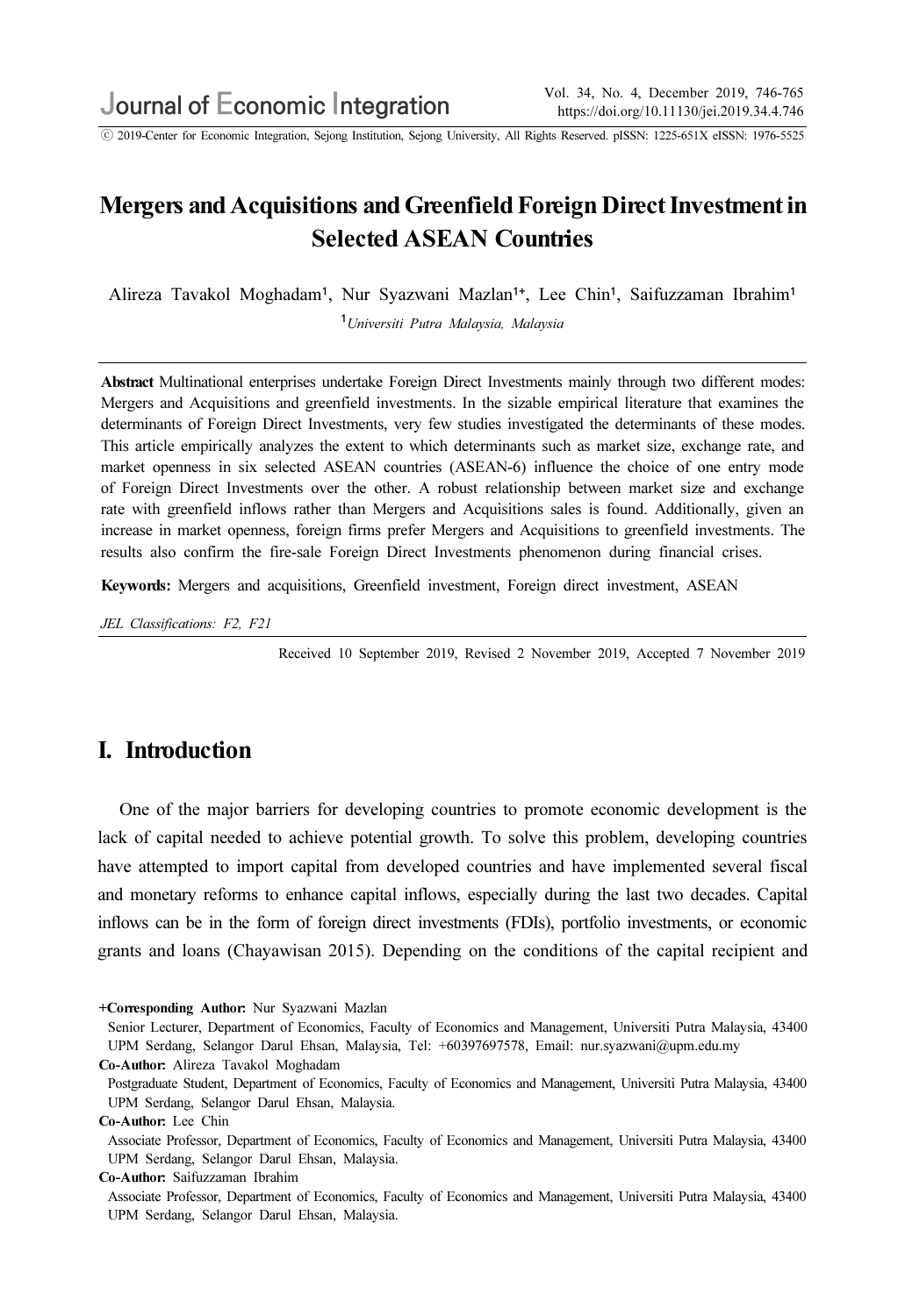# Mergers and Acquisitions and Greenfield Foreign Direct Investment in Selected ASEAN Countries

Alireza Tavakol Moghadam[1], Nur Syazwani Mazlan[1+], Lee Chin[1], Saifuzzaman Ibrahim[1]

[1]*Universiti Putra Malaysia, Malaysia*

**Abstract** Multinational enterprises undertake Foreign Direct Investments mainly through two different modes: Mergers and Acquisitions and greenfield investments. In the sizable empirical literature that examines the determinants of Foreign Direct Investments, very few studies investigated the determinants of these modes. This article empirically analyzes the extent to which determinants such as market size, exchange rate, and market openness in six selected ASEAN countries (ASEAN-6) influence the choice of one entry mode of Foreign Direct Investments over the other. A robust relationship between market size and exchange rate with greenfield inflows rather than Mergers and Acquisitions sales is found. Additionally, given an increase in market openness, foreign firms prefer Mergers and Acquisitions to greenfield investments. The results also confirm the fire-sale Foreign Direct Investments phenomenon during financial crises.

**Keywords:** Mergers and acquisitions, Greenfield investment, Foreign direct investment, ASEAN

*JEL Classifications: F2, F21*

Received 10 September 2019, Revised 2 November 2019, Accepted 7 November 2019

## I. Introduction

One of the major barriers for developing countries to promote economic development is the lack of capital needed to achieve potential growth. To solve this problem, developing countries have attempted to import capital from developed countries and have implemented several fiscal and monetary reforms to enhance capital inflows, especially during the last two decades. Capital inflows can be in the form of foreign direct investments (FDIs), portfolio investments, or economic grants and loans (Chayawisan 2015). Depending on the conditions of the capital recipient and

**+Corresponding Author:** Nur Syazwani Mazlan
Senior Lecturer, Department of Economics, Faculty of Economics and Management, Universiti Putra Malaysia, 43400 UPM Serdang, Selangor Darul Ehsan, Malaysia, Tel: +60397697578, Email: nur.syazwani@upm.edu.my

**Co-Author:** Alireza Tavakol Moghadam
Postgraduate Student, Department of Economics, Faculty of Economics and Management, Universiti Putra Malaysia, 43400 UPM Serdang, Selangor Darul Ehsan, Malaysia.

**Co-Author:** Lee Chin
Associate Professor, Department of Economics, Faculty of Economics and Management, Universiti Putra Malaysia, 43400 UPM Serdang, Selangor Darul Ehsan, Malaysia.

**Co-Author:** Saifuzzaman Ibrahim
Associate Professor, Department of Economics, Faculty of Economics and Management, Universiti Putra Malaysia, 43400 UPM Serdang, Selangor Darul Ehsan, Malaysia.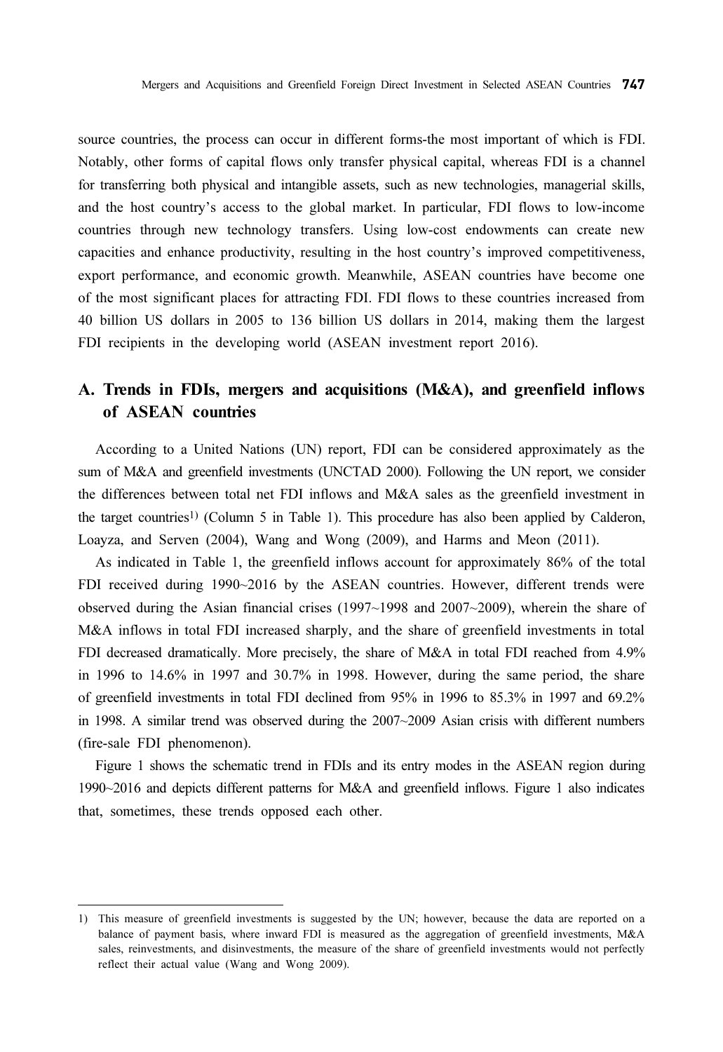source countries, the process can occur in different forms-the most important of which is FDI. Notably, other forms of capital flows only transfer physical capital, whereas FDI is a channel for transferring both physical and intangible assets, such as new technologies, managerial skills, and the host country's access to the global market. In particular, FDI flows to low-income countries through new technology transfers. Using low-cost endowments can create new capacities and enhance productivity, resulting in the host country's improved competitiveness, export performance, and economic growth. Meanwhile, ASEAN countries have become one of the most significant places for attracting FDI. FDI flows to these countries increased from 40 billion US dollars in 2005 to 136 billion US dollars in 2014, making them the largest FDI recipients in the developing world (ASEAN investment report 2016).

## A. Trends in FDIs, mergers and acquisitions (M&A), and greenfield inflows of ASEAN countries

According to a United Nations (UN) report, FDI can be considered approximately as the sum of M&A and greenfield investments (UNCTAD 2000). Following the UN report, we consider the differences between total net FDI inflows and M&A sales as the greenfield investment in the target countries[1] (Column 5 in Table 1). This procedure has also been applied by Calderon, Loayza, and Serven (2004), Wang and Wong (2009), and Harms and Meon (2011).

As indicated in Table 1, the greenfield inflows account for approximately 86% of the total FDI received during 1990~2016 by the ASEAN countries. However, different trends were observed during the Asian financial crises (1997~1998 and 2007~2009), wherein the share of M&A inflows in total FDI increased sharply, and the share of greenfield investments in total FDI decreased dramatically. More precisely, the share of M&A in total FDI reached from 4.9% in 1996 to 14.6% in 1997 and 30.7% in 1998. However, during the same period, the share of greenfield investments in total FDI declined from 95% in 1996 to 85.3% in 1997 and 69.2% in 1998. A similar trend was observed during the 2007~2009 Asian crisis with different numbers (fire-sale FDI phenomenon).

Figure 1 shows the schematic trend in FDIs and its entry modes in the ASEAN region during 1990~2016 and depicts different patterns for M&A and greenfield inflows. Figure 1 also indicates that, sometimes, these trends opposed each other.

---

1) This measure of greenfield investments is suggested by the UN; however, because the data are reported on a balance of payment basis, where inward FDI is measured as the aggregation of greenfield investments, M&A sales, reinvestments, and disinvestments, the measure of the share of greenfield investments would not perfectly reflect their actual value (Wang and Wong 2009).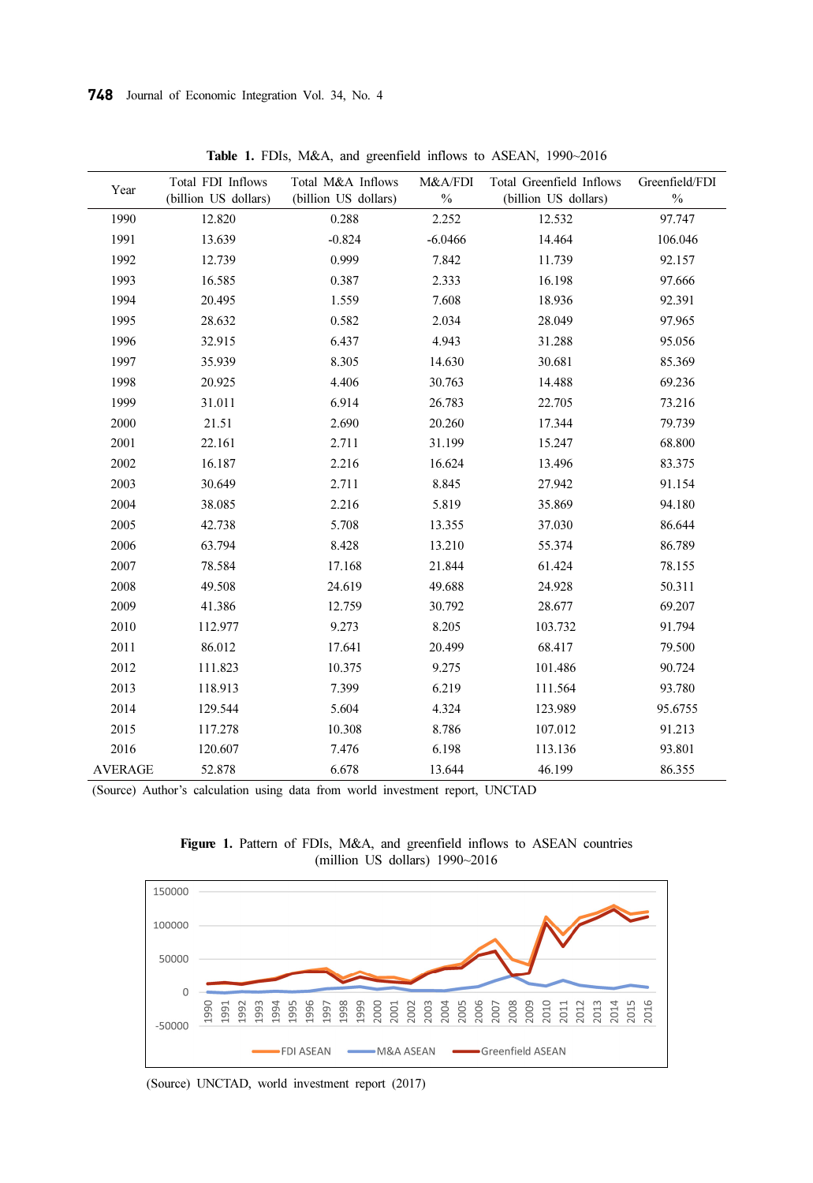**Table 1.** FDIs, M&A, and greenfield inflows to ASEAN, 1990~2016

| Year | Total FDI Inflows (billion US dollars) | Total M&A Inflows (billion US dollars) | M&A/FDI % | Total Greenfield Inflows (billion US dollars) | Greenfield/FDI % |
|---|---|---|---|---|---|
| 1990 | 12.820 | 0.288 | 2.252 | 12.532 | 97.747 |
| 1991 | 13.639 | -0.824 | -6.0466 | 14.464 | 106.046 |
| 1992 | 12.739 | 0.999 | 7.842 | 11.739 | 92.157 |
| 1993 | 16.585 | 0.387 | 2.333 | 16.198 | 97.666 |
| 1994 | 20.495 | 1.559 | 7.608 | 18.936 | 92.391 |
| 1995 | 28.632 | 0.582 | 2.034 | 28.049 | 97.965 |
| 1996 | 32.915 | 6.437 | 4.943 | 31.288 | 95.056 |
| 1997 | 35.939 | 8.305 | 14.630 | 30.681 | 85.369 |
| 1998 | 20.925 | 4.406 | 30.763 | 14.488 | 69.236 |
| 1999 | 31.011 | 6.914 | 26.783 | 22.705 | 73.216 |
| 2000 | 21.51 | 2.690 | 20.260 | 17.344 | 79.739 |
| 2001 | 22.161 | 2.711 | 31.199 | 15.247 | 68.800 |
| 2002 | 16.187 | 2.216 | 16.624 | 13.496 | 83.375 |
| 2003 | 30.649 | 2.711 | 8.845 | 27.942 | 91.154 |
| 2004 | 38.085 | 2.216 | 5.819 | 35.869 | 94.180 |
| 2005 | 42.738 | 5.708 | 13.355 | 37.030 | 86.644 |
| 2006 | 63.794 | 8.428 | 13.210 | 55.374 | 86.789 |
| 2007 | 78.584 | 17.168 | 21.844 | 61.424 | 78.155 |
| 2008 | 49.508 | 24.619 | 49.688 | 24.928 | 50.311 |
| 2009 | 41.386 | 12.759 | 30.792 | 28.677 | 69.207 |
| 2010 | 112.977 | 9.273 | 8.205 | 103.732 | 91.794 |
| 2011 | 86.012 | 17.641 | 20.499 | 68.417 | 79.500 |
| 2012 | 111.823 | 10.375 | 9.275 | 101.486 | 90.724 |
| 2013 | 118.913 | 7.399 | 6.219 | 111.564 | 93.780 |
| 2014 | 129.544 | 5.604 | 4.324 | 123.989 | 95.6755 |
| 2015 | 117.278 | 10.308 | 8.786 | 107.012 | 91.213 |
| 2016 | 120.607 | 7.476 | 6.198 | 113.136 | 93.801 |
| AVERAGE | 52.878 | 6.678 | 13.644 | 46.199 | 86.355 |

(Source) Author's calculation using data from world investment report, UNCTAD

**Figure 1.** Pattern of FDIs, M&A, and greenfield inflows to ASEAN countries (million US dollars) 1990~2016

(Source) UNCTAD, world investment report (2017)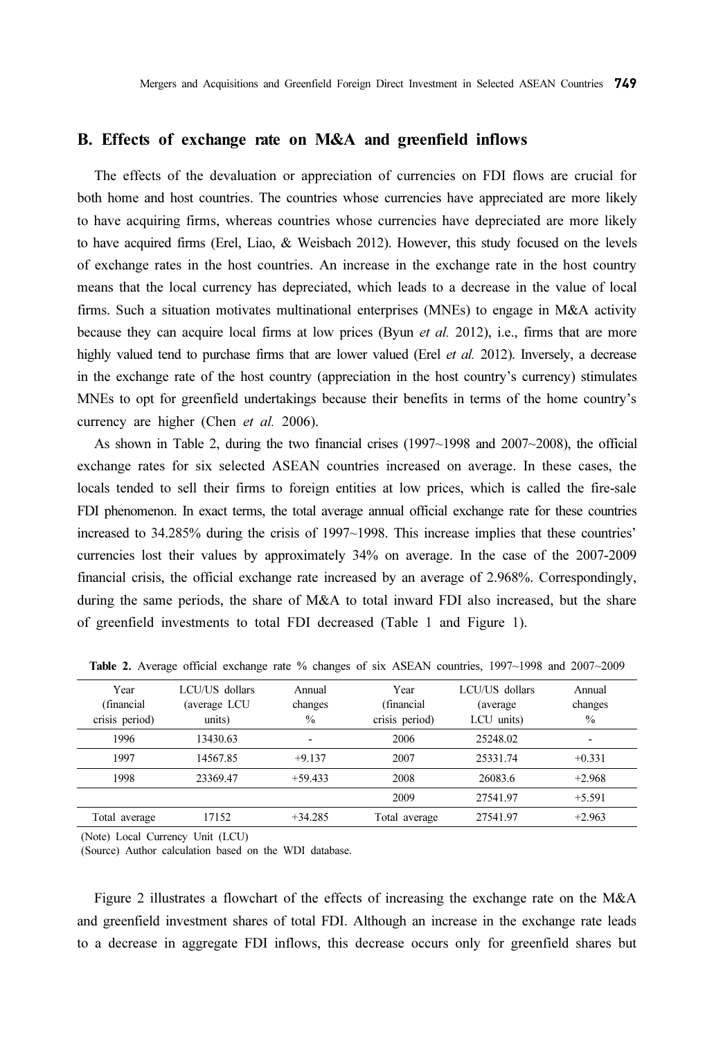## B. Effects of exchange rate on M&A and greenfield inflows

The effects of the devaluation or appreciation of currencies on FDI flows are crucial for both home and host countries. The countries whose currencies have appreciated are more likely to have acquiring firms, whereas countries whose currencies have depreciated are more likely to have acquired firms (Erel, Liao, & Weisbach 2012). However, this study focused on the levels of exchange rates in the host countries. An increase in the exchange rate in the host country means that the local currency has depreciated, which leads to a decrease in the value of local firms. Such a situation motivates multinational enterprises (MNEs) to engage in M&A activity because they can acquire local firms at low prices (Byun *et al.* 2012), i.e., firms that are more highly valued tend to purchase firms that are lower valued (Erel *et al.* 2012). Inversely, a decrease in the exchange rate of the host country (appreciation in the host country's currency) stimulates MNEs to opt for greenfield undertakings because their benefits in terms of the home country's currency are higher (Chen *et al.* 2006).

As shown in Table 2, during the two financial crises (1997~1998 and 2007~2008), the official exchange rates for six selected ASEAN countries increased on average. In these cases, the locals tended to sell their firms to foreign entities at low prices, which is called the fire-sale FDI phenomenon. In exact terms, the total average annual official exchange rate for these countries increased to 34.285% during the crisis of 1997~1998. This increase implies that these countries' currencies lost their values by approximately 34% on average. In the case of the 2007-2009 financial crisis, the official exchange rate increased by an average of 2.968%. Correspondingly, during the same periods, the share of M&A to total inward FDI also increased, but the share of greenfield investments to total FDI decreased (Table 1 and Figure 1).

**Table 2.** Average official exchange rate % changes of six ASEAN countries, 1997~1998 and 2007~2009

| Year (financial crisis period) | LCU/US dollars (average LCU units) | Annual changes % | Year (financial crisis period) | LCU/US dollars (average LCU units) | Annual changes % |
|---|---|---|---|---|---|
| 1996 | 13430.63 | - | 2006 | 25248.02 | - |
| 1997 | 14567.85 | +9.137 | 2007 | 25331.74 | +0.331 |
| 1998 | 23369.47 | +59.433 | 2008 | 26083.6 | +2.968 |
| | | | 2009 | 27541.97 | +5.591 |
| Total average | 17152 | +34.285 | Total average | 27541.97 | +2.963 |

(Note) Local Currency Unit (LCU)
(Source) Author calculation based on the WDI database.

Figure 2 illustrates a flowchart of the effects of increasing the exchange rate on the M&A and greenfield investment shares of total FDI. Although an increase in the exchange rate leads to a decrease in aggregate FDI inflows, this decrease occurs only for greenfield shares but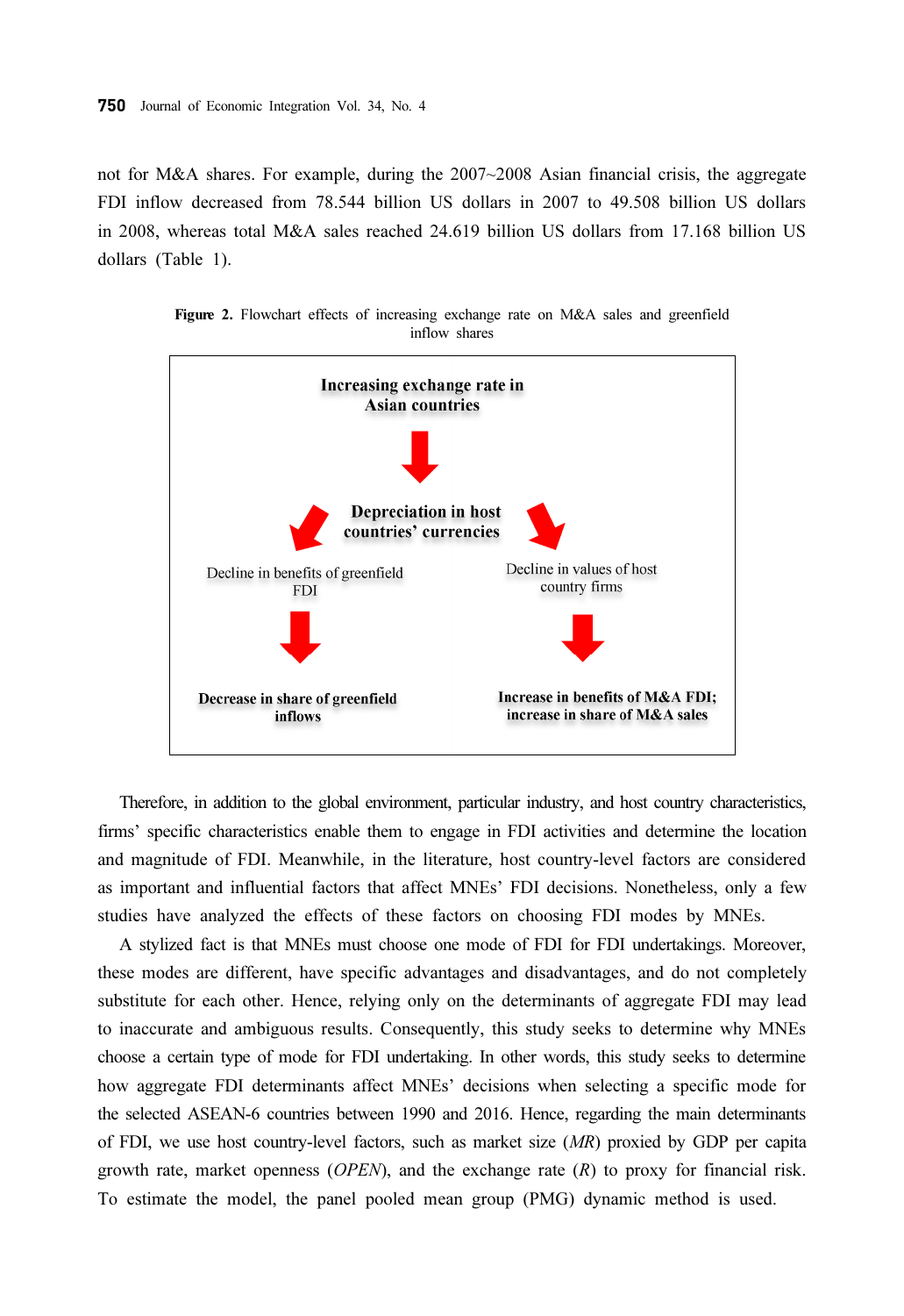not for M&A shares. For example, during the 2007~2008 Asian financial crisis, the aggregate FDI inflow decreased from 78.544 billion US dollars in 2007 to 49.508 billion US dollars in 2008, whereas total M&A sales reached 24.619 billion US dollars from 17.168 billion US dollars (Table 1).

**Figure 2.** Flowchart effects of increasing exchange rate on M&A sales and greenfield inflow shares

**Increasing exchange rate in Asian countries**

↓

**Depreciation in host countries' currencies**

| ↙ | ↘ |
|---|---|
| Decline in benefits of greenfield FDI | Decline in values of host country firms |
| ↓ | ↓ |
| **Decrease in share of greenfield inflows** | **Increase in benefits of M&A FDI; increase in share of M&A sales** |

Therefore, in addition to the global environment, particular industry, and host country characteristics, firms' specific characteristics enable them to engage in FDI activities and determine the location and magnitude of FDI. Meanwhile, in the literature, host country-level factors are considered as important and influential factors that affect MNEs' FDI decisions. Nonetheless, only a few studies have analyzed the effects of these factors on choosing FDI modes by MNEs.

A stylized fact is that MNEs must choose one mode of FDI for FDI undertakings. Moreover, these modes are different, have specific advantages and disadvantages, and do not completely substitute for each other. Hence, relying only on the determinants of aggregate FDI may lead to inaccurate and ambiguous results. Consequently, this study seeks to determine why MNEs choose a certain type of mode for FDI undertaking. In other words, this study seeks to determine how aggregate FDI determinants affect MNEs' decisions when selecting a specific mode for the selected ASEAN-6 countries between 1990 and 2016. Hence, regarding the main determinants of FDI, we use host country-level factors, such as market size (*MR*) proxied by GDP per capita growth rate, market openness (*OPEN*), and the exchange rate (*R*) to proxy for financial risk. To estimate the model, the panel pooled mean group (PMG) dynamic method is used.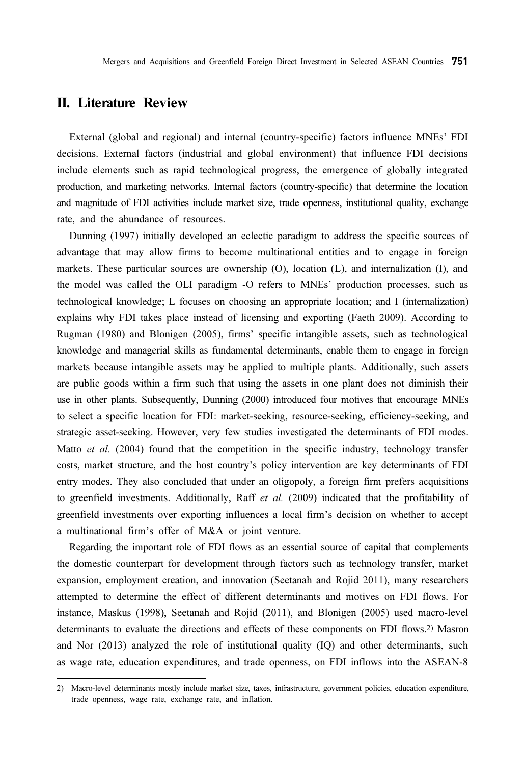## II. Literature Review

External (global and regional) and internal (country-specific) factors influence MNEs' FDI decisions. External factors (industrial and global environment) that influence FDI decisions include elements such as rapid technological progress, the emergence of globally integrated production, and marketing networks. Internal factors (country-specific) that determine the location and magnitude of FDI activities include market size, trade openness, institutional quality, exchange rate, and the abundance of resources.

Dunning (1997) initially developed an eclectic paradigm to address the specific sources of advantage that may allow firms to become multinational entities and to engage in foreign markets. These particular sources are ownership (O), location (L), and internalization (I), and the model was called the OLI paradigm -O refers to MNEs' production processes, such as technological knowledge; L focuses on choosing an appropriate location; and I (internalization) explains why FDI takes place instead of licensing and exporting (Faeth 2009). According to Rugman (1980) and Blonigen (2005), firms' specific intangible assets, such as technological knowledge and managerial skills as fundamental determinants, enable them to engage in foreign markets because intangible assets may be applied to multiple plants. Additionally, such assets are public goods within a firm such that using the assets in one plant does not diminish their use in other plants. Subsequently, Dunning (2000) introduced four motives that encourage MNEs to select a specific location for FDI: market-seeking, resource-seeking, efficiency-seeking, and strategic asset-seeking. However, very few studies investigated the determinants of FDI modes. Matto *et al.* (2004) found that the competition in the specific industry, technology transfer costs, market structure, and the host country's policy intervention are key determinants of FDI entry modes. They also concluded that under an oligopoly, a foreign firm prefers acquisitions to greenfield investments. Additionally, Raff *et al.* (2009) indicated that the profitability of greenfield investments over exporting influences a local firm's decision on whether to accept a multinational firm's offer of M&A or joint venture.

Regarding the important role of FDI flows as an essential source of capital that complements the domestic counterpart for development through factors such as technology transfer, market expansion, employment creation, and innovation (Seetanah and Rojid 2011), many researchers attempted to determine the effect of different determinants and motives on FDI flows. For instance, Maskus (1998), Seetanah and Rojid (2011), and Blonigen (2005) used macro-level determinants to evaluate the directions and effects of these components on FDI flows.[2] Masron and Nor (2013) analyzed the role of institutional quality (IQ) and other determinants, such as wage rate, education expenditures, and trade openness, on FDI inflows into the ASEAN-8

---

2) Macro-level determinants mostly include market size, taxes, infrastructure, government policies, education expenditure, trade openness, wage rate, exchange rate, and inflation.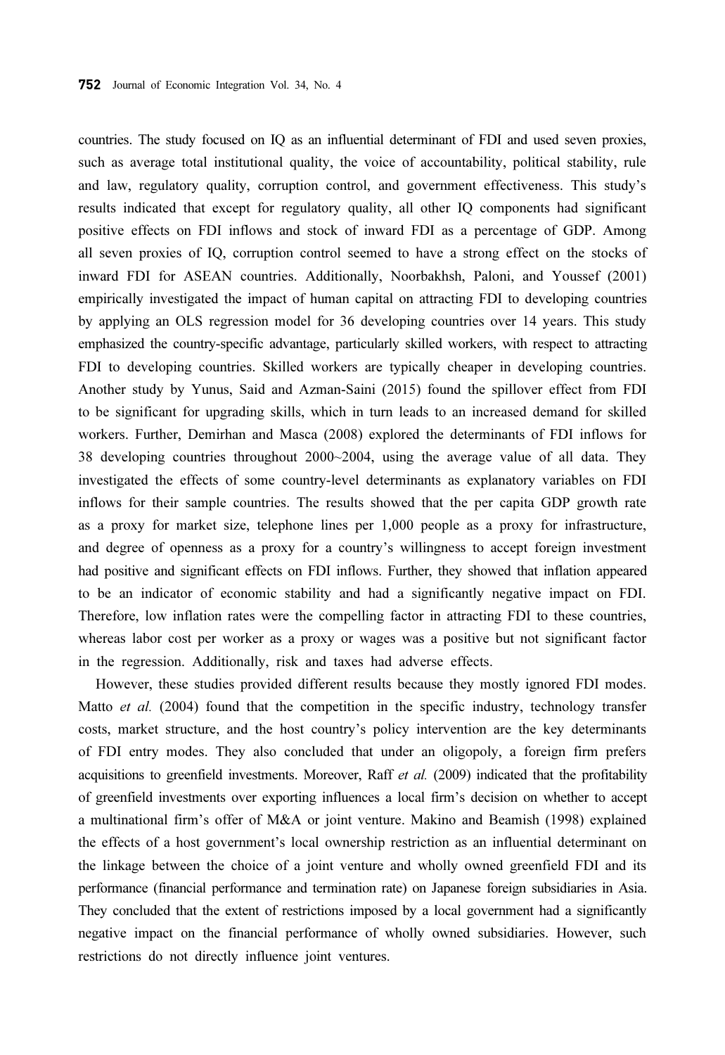countries. The study focused on IQ as an influential determinant of FDI and used seven proxies, such as average total institutional quality, the voice of accountability, political stability, rule and law, regulatory quality, corruption control, and government effectiveness. This study's results indicated that except for regulatory quality, all other IQ components had significant positive effects on FDI inflows and stock of inward FDI as a percentage of GDP. Among all seven proxies of IQ, corruption control seemed to have a strong effect on the stocks of inward FDI for ASEAN countries. Additionally, Noorbakhsh, Paloni, and Youssef (2001) empirically investigated the impact of human capital on attracting FDI to developing countries by applying an OLS regression model for 36 developing countries over 14 years. This study emphasized the country-specific advantage, particularly skilled workers, with respect to attracting FDI to developing countries. Skilled workers are typically cheaper in developing countries. Another study by Yunus, Said and Azman-Saini (2015) found the spillover effect from FDI to be significant for upgrading skills, which in turn leads to an increased demand for skilled workers. Further, Demirhan and Masca (2008) explored the determinants of FDI inflows for 38 developing countries throughout 2000~2004, using the average value of all data. They investigated the effects of some country-level determinants as explanatory variables on FDI inflows for their sample countries. The results showed that the per capita GDP growth rate as a proxy for market size, telephone lines per 1,000 people as a proxy for infrastructure, and degree of openness as a proxy for a country's willingness to accept foreign investment had positive and significant effects on FDI inflows. Further, they showed that inflation appeared to be an indicator of economic stability and had a significantly negative impact on FDI. Therefore, low inflation rates were the compelling factor in attracting FDI to these countries, whereas labor cost per worker as a proxy or wages was a positive but not significant factor in the regression. Additionally, risk and taxes had adverse effects.

However, these studies provided different results because they mostly ignored FDI modes. Matto *et al.* (2004) found that the competition in the specific industry, technology transfer costs, market structure, and the host country's policy intervention are the key determinants of FDI entry modes. They also concluded that under an oligopoly, a foreign firm prefers acquisitions to greenfield investments. Moreover, Raff *et al.* (2009) indicated that the profitability of greenfield investments over exporting influences a local firm's decision on whether to accept a multinational firm's offer of M&A or joint venture. Makino and Beamish (1998) explained the effects of a host government's local ownership restriction as an influential determinant on the linkage between the choice of a joint venture and wholly owned greenfield FDI and its performance (financial performance and termination rate) on Japanese foreign subsidiaries in Asia. They concluded that the extent of restrictions imposed by a local government had a significantly negative impact on the financial performance of wholly owned subsidiaries. However, such restrictions do not directly influence joint ventures.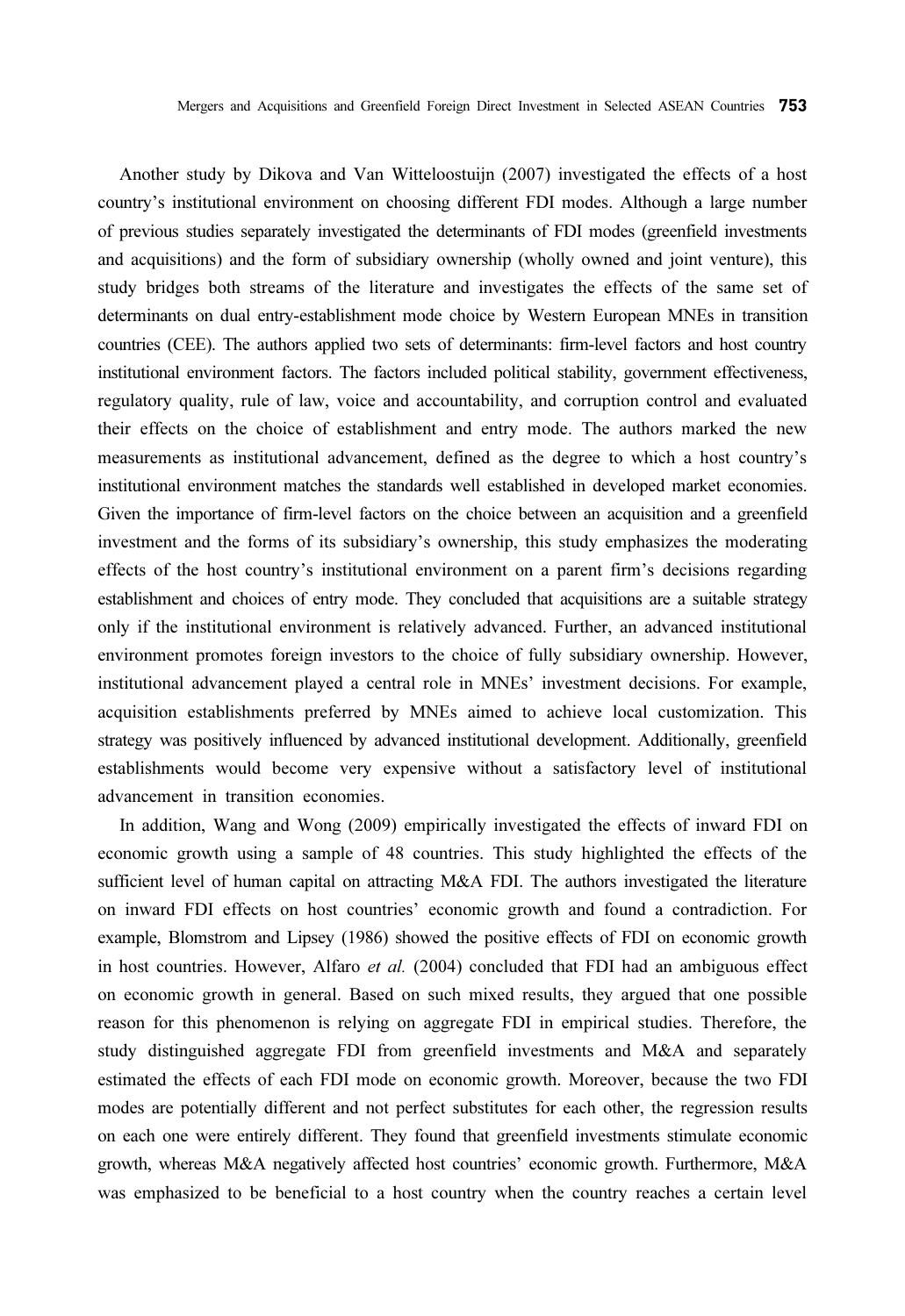Another study by Dikova and Van Witteloostuijn (2007) investigated the effects of a host country's institutional environment on choosing different FDI modes. Although a large number of previous studies separately investigated the determinants of FDI modes (greenfield investments and acquisitions) and the form of subsidiary ownership (wholly owned and joint venture), this study bridges both streams of the literature and investigates the effects of the same set of determinants on dual entry-establishment mode choice by Western European MNEs in transition countries (CEE). The authors applied two sets of determinants: firm-level factors and host country institutional environment factors. The factors included political stability, government effectiveness, regulatory quality, rule of law, voice and accountability, and corruption control and evaluated their effects on the choice of establishment and entry mode. The authors marked the new measurements as institutional advancement, defined as the degree to which a host country's institutional environment matches the standards well established in developed market economies. Given the importance of firm-level factors on the choice between an acquisition and a greenfield investment and the forms of its subsidiary's ownership, this study emphasizes the moderating effects of the host country's institutional environment on a parent firm's decisions regarding establishment and choices of entry mode. They concluded that acquisitions are a suitable strategy only if the institutional environment is relatively advanced. Further, an advanced institutional environment promotes foreign investors to the choice of fully subsidiary ownership. However, institutional advancement played a central role in MNEs' investment decisions. For example, acquisition establishments preferred by MNEs aimed to achieve local customization. This strategy was positively influenced by advanced institutional development. Additionally, greenfield establishments would become very expensive without a satisfactory level of institutional advancement in transition economies.

In addition, Wang and Wong (2009) empirically investigated the effects of inward FDI on economic growth using a sample of 48 countries. This study highlighted the effects of the sufficient level of human capital on attracting M&A FDI. The authors investigated the literature on inward FDI effects on host countries' economic growth and found a contradiction. For example, Blomstrom and Lipsey (1986) showed the positive effects of FDI on economic growth in host countries. However, Alfaro *et al.* (2004) concluded that FDI had an ambiguous effect on economic growth in general. Based on such mixed results, they argued that one possible reason for this phenomenon is relying on aggregate FDI in empirical studies. Therefore, the study distinguished aggregate FDI from greenfield investments and M&A and separately estimated the effects of each FDI mode on economic growth. Moreover, because the two FDI modes are potentially different and not perfect substitutes for each other, the regression results on each one were entirely different. They found that greenfield investments stimulate economic growth, whereas M&A negatively affected host countries' economic growth. Furthermore, M&A was emphasized to be beneficial to a host country when the country reaches a certain level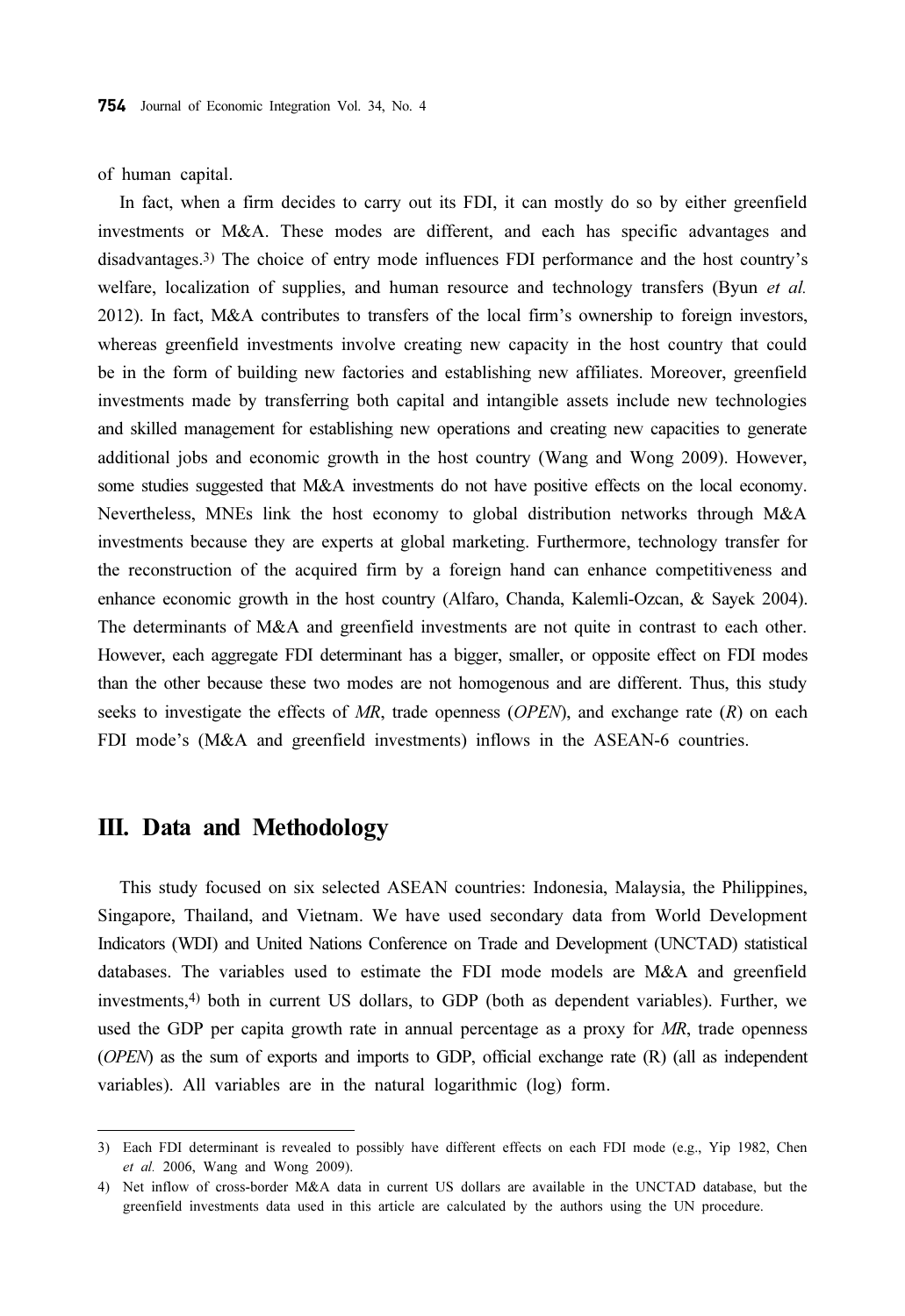of human capital.

In fact, when a firm decides to carry out its FDI, it can mostly do so by either greenfield investments or M&A. These modes are different, and each has specific advantages and disadvantages.[3] The choice of entry mode influences FDI performance and the host country's welfare, localization of supplies, and human resource and technology transfers (Byun *et al.* 2012). In fact, M&A contributes to transfers of the local firm's ownership to foreign investors, whereas greenfield investments involve creating new capacity in the host country that could be in the form of building new factories and establishing new affiliates. Moreover, greenfield investments made by transferring both capital and intangible assets include new technologies and skilled management for establishing new operations and creating new capacities to generate additional jobs and economic growth in the host country (Wang and Wong 2009). However, some studies suggested that M&A investments do not have positive effects on the local economy. Nevertheless, MNEs link the host economy to global distribution networks through M&A investments because they are experts at global marketing. Furthermore, technology transfer for the reconstruction of the acquired firm by a foreign hand can enhance competitiveness and enhance economic growth in the host country (Alfaro, Chanda, Kalemli-Ozcan, & Sayek 2004). The determinants of M&A and greenfield investments are not quite in contrast to each other. However, each aggregate FDI determinant has a bigger, smaller, or opposite effect on FDI modes than the other because these two modes are not homogenous and are different. Thus, this study seeks to investigate the effects of *MR*, trade openness (*OPEN*), and exchange rate (*R*) on each FDI mode's (M&A and greenfield investments) inflows in the ASEAN-6 countries.

## III. Data and Methodology

This study focused on six selected ASEAN countries: Indonesia, Malaysia, the Philippines, Singapore, Thailand, and Vietnam. We have used secondary data from World Development Indicators (WDI) and United Nations Conference on Trade and Development (UNCTAD) statistical databases. The variables used to estimate the FDI mode models are M&A and greenfield investments,[4] both in current US dollars, to GDP (both as dependent variables). Further, we used the GDP per capita growth rate in annual percentage as a proxy for *MR*, trade openness (*OPEN*) as the sum of exports and imports to GDP, official exchange rate (R) (all as independent variables). All variables are in the natural logarithmic (log) form.

---

3) Each FDI determinant is revealed to possibly have different effects on each FDI mode (e.g., Yip 1982, Chen *et al.* 2006, Wang and Wong 2009).

4) Net inflow of cross-border M&A data in current US dollars are available in the UNCTAD database, but the greenfield investments data used in this article are calculated by the authors using the UN procedure.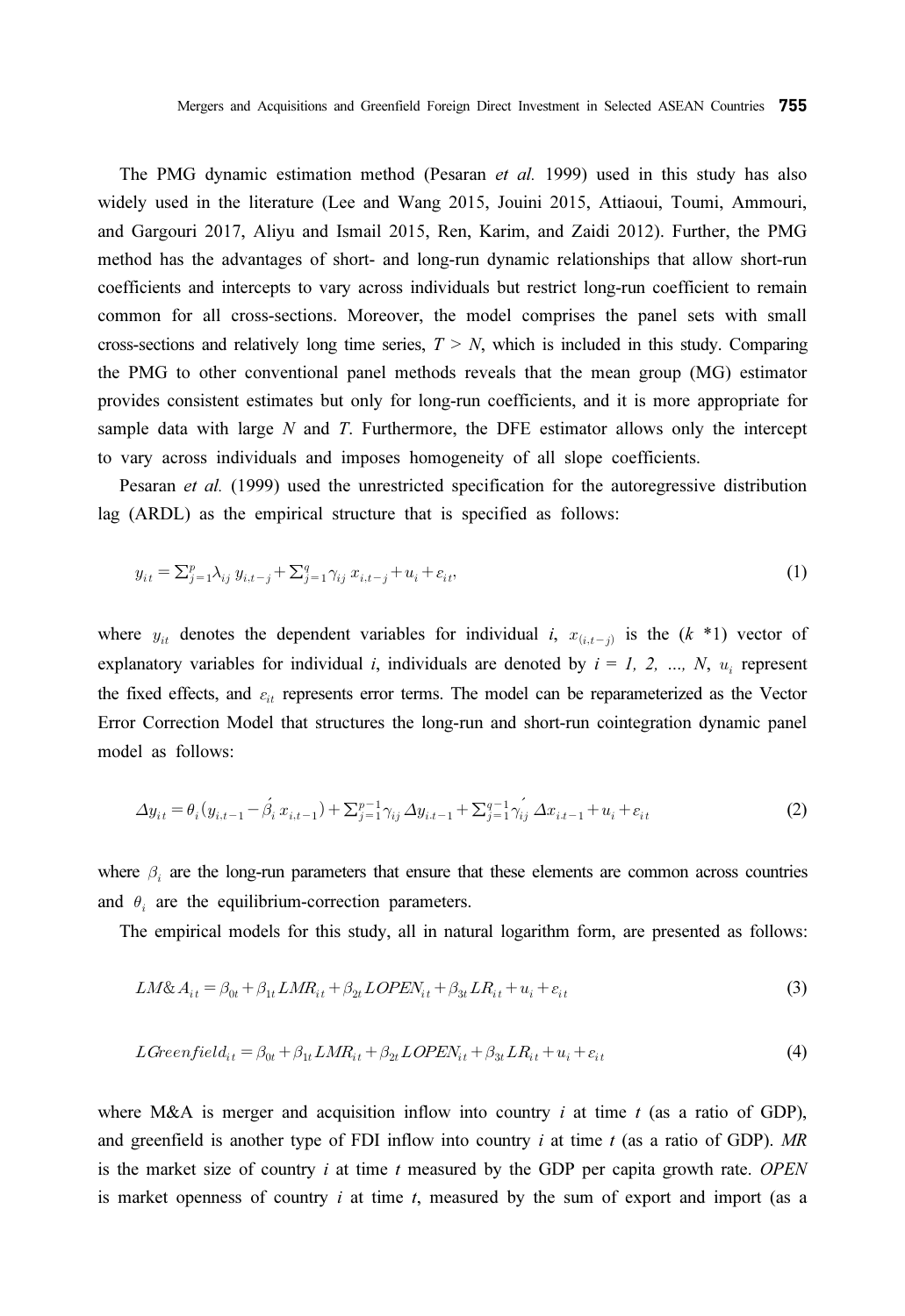The PMG dynamic estimation method (Pesaran *et al.* 1999) used in this study has also widely used in the literature (Lee and Wang 2015, Jouini 2015, Attiaoui, Toumi, Ammouri, and Gargouri 2017, Aliyu and Ismail 2015, Ren, Karim, and Zaidi 2012). Further, the PMG method has the advantages of short- and long-run dynamic relationships that allow short-run coefficients and intercepts to vary across individuals but restrict long-run coefficient to remain common for all cross-sections. Moreover, the model comprises the panel sets with small cross-sections and relatively long time series, $T > N$, which is included in this study. Comparing the PMG to other conventional panel methods reveals that the mean group (MG) estimator provides consistent estimates but only for long-run coefficients, and it is more appropriate for sample data with large $N$ and $T$. Furthermore, the DFE estimator allows only the intercept to vary across individuals and imposes homogeneity of all slope coefficients.

Pesaran *et al.* (1999) used the unrestricted specification for the autoregressive distribution lag (ARDL) as the empirical structure that is specified as follows:

$$y_{it} = \sum_{j=1}^{p} \lambda_{ij} \, y_{i,t-j} + \sum_{j=1}^{q} \gamma_{ij} \, x_{i,t-j} + u_i + \varepsilon_{it}, \tag{1}$$

where $y_{it}$ denotes the dependent variables for individual $i$, $x_{(i,t-j)}$ is the ($k$ *1) vector of explanatory variables for individual $i$, individuals are denoted by $i = 1, 2, \ldots, N$, $u_i$ represent the fixed effects, and $\varepsilon_{it}$ represents error terms. The model can be reparameterized as the Vector Error Correction Model that structures the long-run and short-run cointegration dynamic panel model as follows:

$$\Delta y_{it} = \theta_i (y_{i,t-1} - \acute{\beta_i} \, x_{i,t-1}) + \sum_{j=1}^{p-1} \gamma_{ij} \, \Delta y_{i,t-1} + \sum_{j=1}^{q-1} \gamma_{ij}^{\prime} \, \Delta x_{i,t-1} + u_i + \varepsilon_{it} \tag{2}$$

where $\beta_i$ are the long-run parameters that ensure that these elements are common across countries and $\theta_i$ are the equilibrium-correction parameters.

The empirical models for this study, all in natural logarithm form, are presented as follows:

$$LM\&A_{it} = \beta_{0t} + \beta_{1t} LMR_{it} + \beta_{2t} LOPEN_{it} + \beta_{3t} LR_{it} + u_i + \varepsilon_{it} \tag{3}$$

$$LGreenfield_{it} = \beta_{0t} + \beta_{1t} LMR_{it} + \beta_{2t} LOPEN_{it} + \beta_{3t} LR_{it} + u_i + \varepsilon_{it} \tag{4}$$

where M&A is merger and acquisition inflow into country $i$ at time $t$ (as a ratio of GDP), and greenfield is another type of FDI inflow into country $i$ at time $t$ (as a ratio of GDP). *MR* is the market size of country $i$ at time $t$ measured by the GDP per capita growth rate. *OPEN* is market openness of country $i$ at time $t$, measured by the sum of export and import (as a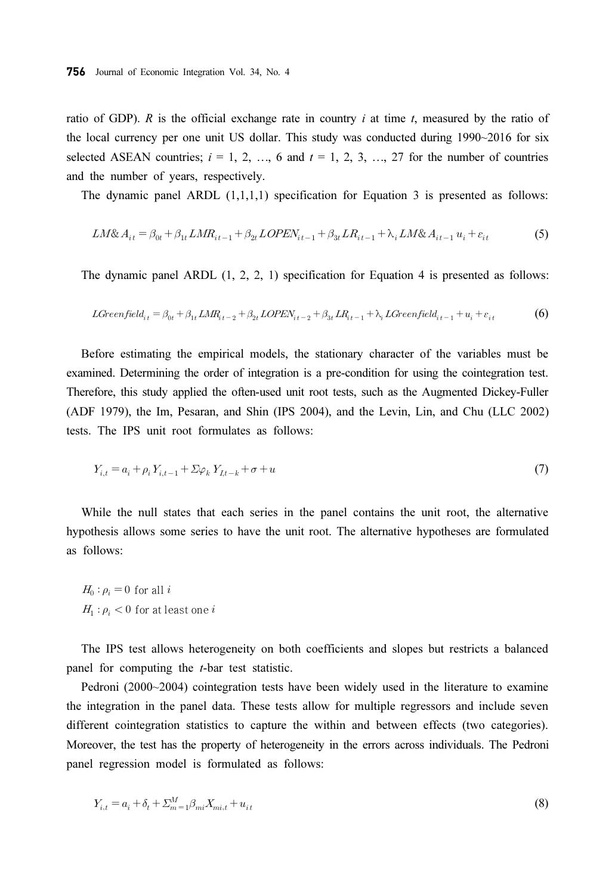ratio of GDP). $R$ is the official exchange rate in country $i$ at time $t$, measured by the ratio of the local currency per one unit US dollar. This study was conducted during 1990~2016 for six selected ASEAN countries; $i$ = 1, 2, …, 6 and $t$ = 1, 2, 3, …, 27 for the number of countries and the number of years, respectively.

The dynamic panel ARDL (1,1,1,1) specification for Equation 3 is presented as follows:

$$LM\&A_{it} = \beta_{0t} + \beta_{1t} LMR_{it-1} + \beta_{2t} LOPEN_{it-1} + \beta_{3t} LR_{it-1} + \lambda_i LM\&A_{it-1} u_i + \varepsilon_{it} \tag{5}$$

The dynamic panel ARDL (1, 2, 2, 1) specification for Equation 4 is presented as follows:

$$LGreenfield_{it} = \beta_{0t} + \beta_{1t} LMR_{it-2} + \beta_{2t} LOPEN_{it-2} + \beta_{3t} LR_{it-1} + \lambda_i LGreenfield_{it-1} + u_i + \varepsilon_{it} \tag{6}$$

Before estimating the empirical models, the stationary character of the variables must be examined. Determining the order of integration is a pre-condition for using the cointegration test. Therefore, this study applied the often-used unit root tests, such as the Augmented Dickey-Fuller (ADF 1979), the Im, Pesaran, and Shin (IPS 2004), and the Levin, Lin, and Chu (LLC 2002) tests. The IPS unit root formulates as follows:

$$Y_{i,t} = a_i + \rho_i Y_{i,t-1} + \Sigma \varphi_k Y_{I,t-k} + \sigma + u \tag{7}$$

While the null states that each series in the panel contains the unit root, the alternative hypothesis allows some series to have the unit root. The alternative hypotheses are formulated as follows:

$H_0 : \rho_i = 0$ for all $i$
$H_1 : \rho_i < 0$ for at least one $i$

The IPS test allows heterogeneity on both coefficients and slopes but restricts a balanced panel for computing the $t$-bar test statistic.

Pedroni (2000~2004) cointegration tests have been widely used in the literature to examine the integration in the panel data. These tests allow for multiple regressors and include seven different cointegration statistics to capture the within and between effects (two categories). Moreover, the test has the property of heterogeneity in the errors across individuals. The Pedroni panel regression model is formulated as follows:

$$Y_{i,t} = a_i + \delta_t + \Sigma_{m=1}^{M} \beta_{mi} X_{mi,t} + u_{it} \tag{8}$$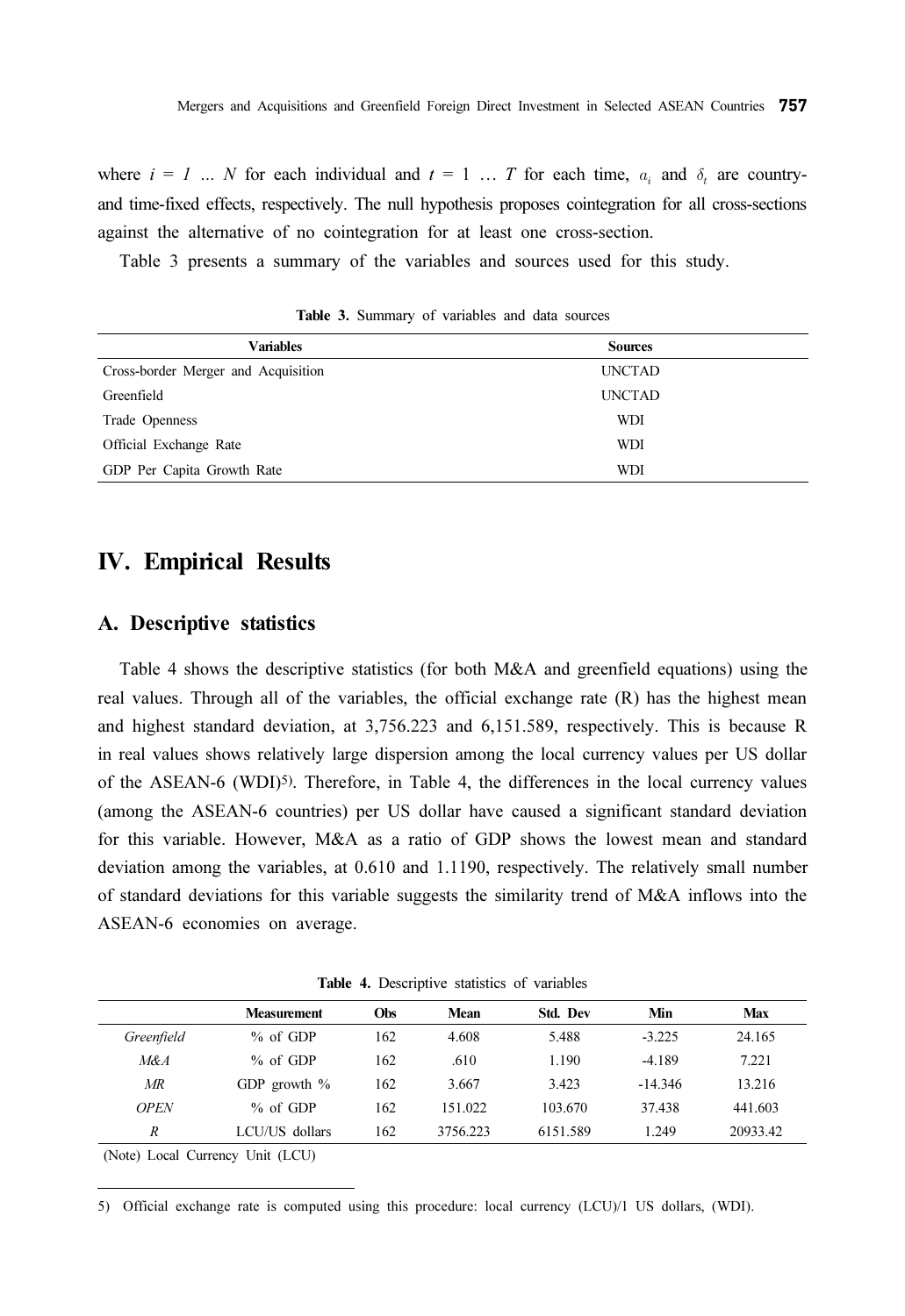where $i = 1 \ldots N$ for each individual and $t = 1 \ldots T$ for each time, $a_i$ and $\delta_t$ are country- and time-fixed effects, respectively. The null hypothesis proposes cointegration for all cross-sections against the alternative of no cointegration for at least one cross-section.

Table 3 presents a summary of the variables and sources used for this study.

**Table 3.** Summary of variables and data sources

| Variables | Sources |
|---|---|
| Cross-border Merger and Acquisition | UNCTAD |
| Greenfield | UNCTAD |
| Trade Openness | WDI |
| Official Exchange Rate | WDI |
| GDP Per Capita Growth Rate | WDI |

## IV. Empirical Results

### A. Descriptive statistics

Table 4 shows the descriptive statistics (for both M&A and greenfield equations) using the real values. Through all of the variables, the official exchange rate (R) has the highest mean and highest standard deviation, at 3,756.223 and 6,151.589, respectively. This is because R in real values shows relatively large dispersion among the local currency values per US dollar of the ASEAN-6 (WDI)[5]. Therefore, in Table 4, the differences in the local currency values (among the ASEAN-6 countries) per US dollar have caused a significant standard deviation for this variable. However, M&A as a ratio of GDP shows the lowest mean and standard deviation among the variables, at 0.610 and 1.1190, respectively. The relatively small number of standard deviations for this variable suggests the similarity trend of M&A inflows into the ASEAN-6 economies on average.

**Table 4.** Descriptive statistics of variables

| | Measurement | Obs | Mean | Std. Dev | Min | Max |
|---|---|---|---|---|---|---|
| *Greenfield* | % of GDP | 162 | 4.608 | 5.488 | -3.225 | 24.165 |
| *M&A* | % of GDP | 162 | .610 | 1.190 | -4.189 | 7.221 |
| *MR* | GDP growth % | 162 | 3.667 | 3.423 | -14.346 | 13.216 |
| *OPEN* | % of GDP | 162 | 151.022 | 103.670 | 37.438 | 441.603 |
| *R* | LCU/US dollars | 162 | 3756.223 | 6151.589 | 1.249 | 20933.42 |

(Note) Local Currency Unit (LCU)

---

5) Official exchange rate is computed using this procedure: local currency (LCU)/1 US dollars, (WDI).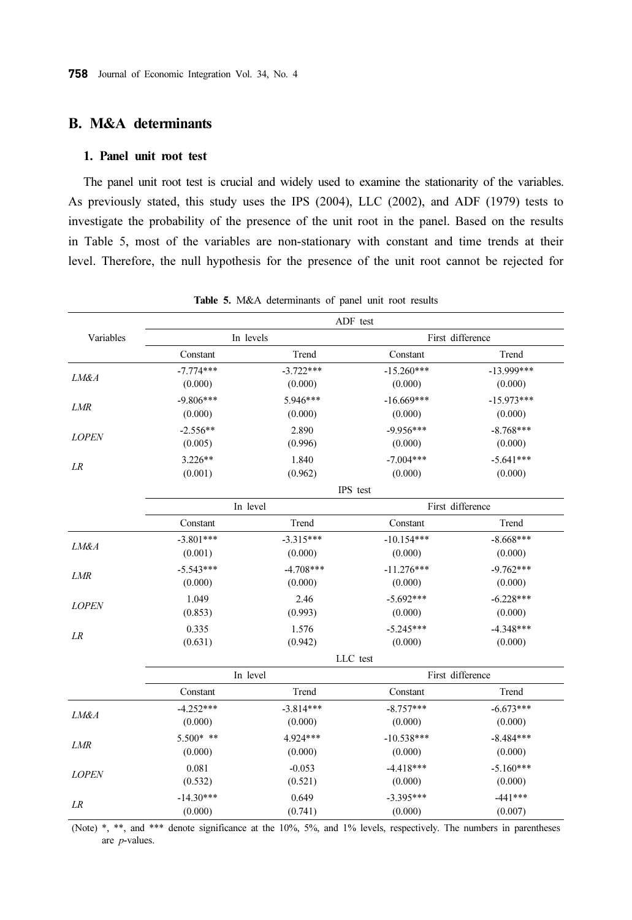## B. M&A determinants

### 1. Panel unit root test

The panel unit root test is crucial and widely used to examine the stationarity of the variables. As previously stated, this study uses the IPS (2004), LLC (2002), and ADF (1979) tests to investigate the probability of the presence of the unit root in the panel. Based on the results in Table 5, most of the variables are non-stationary with constant and time trends at their level. Therefore, the null hypothesis for the presence of the unit root cannot be rejected for

**Table 5.** M&A determinants of panel unit root results

| Variables | ADF test | | | |
|---|---|---|---|---|
| | In levels | | First difference | |
| | Constant | Trend | Constant | Trend |
| *LM&A* | -7.774*** (0.000) | -3.722*** (0.000) | -15.260*** (0.000) | -13.999*** (0.000) |
| *LMR* | -9.806*** (0.000) | 5.946*** (0.000) | -16.669*** (0.000) | -15.973*** (0.000) |
| *LOPEN* | -2.556** (0.005) | 2.890 (0.996) | -9.956*** (0.000) | -8.768*** (0.000) |
| *LR* | 3.226** (0.001) | 1.840 (0.962) | -7.004*** (0.000) | -5.641*** (0.000) |
| | IPS test | | | |
| | In level | | First difference | |
| | Constant | Trend | Constant | Trend |
| *LM&A* | -3.801*** (0.001) | -3.315*** (0.000) | -10.154*** (0.000) | -8.668*** (0.000) |
| *LMR* | -5.543*** (0.000) | -4.708*** (0.000) | -11.276*** (0.000) | -9.762*** (0.000) |
| *LOPEN* | 1.049 (0.853) | 2.46 (0.993) | -5.692*** (0.000) | -6.228*** (0.000) |
| *LR* | 0.335 (0.631) | 1.576 (0.942) | -5.245*** (0.000) | -4.348*** (0.000) |
| | LLC test | | | |
| | In level | | First difference | |
| | Constant | Trend | Constant | Trend |
| *LM&A* | -4.252*** (0.000) | -3.814*** (0.000) | -8.757*** (0.000) | -6.673*** (0.000) |
| *LMR* | 5.500* ** (0.000) | 4.924*** (0.000) | -10.538*** (0.000) | -8.484*** (0.000) |
| *LOPEN* | 0.081 (0.532) | -0.053 (0.521) | -4.418*** (0.000) | -5.160*** (0.000) |
| *LR* | -14.30*** (0.000) | 0.649 (0.741) | -3.395*** (0.000) | -441*** (0.007) |

(Note) *, **, and *** denote significance at the 10%, 5%, and 1% levels, respectively. The numbers in parentheses are *p*-values.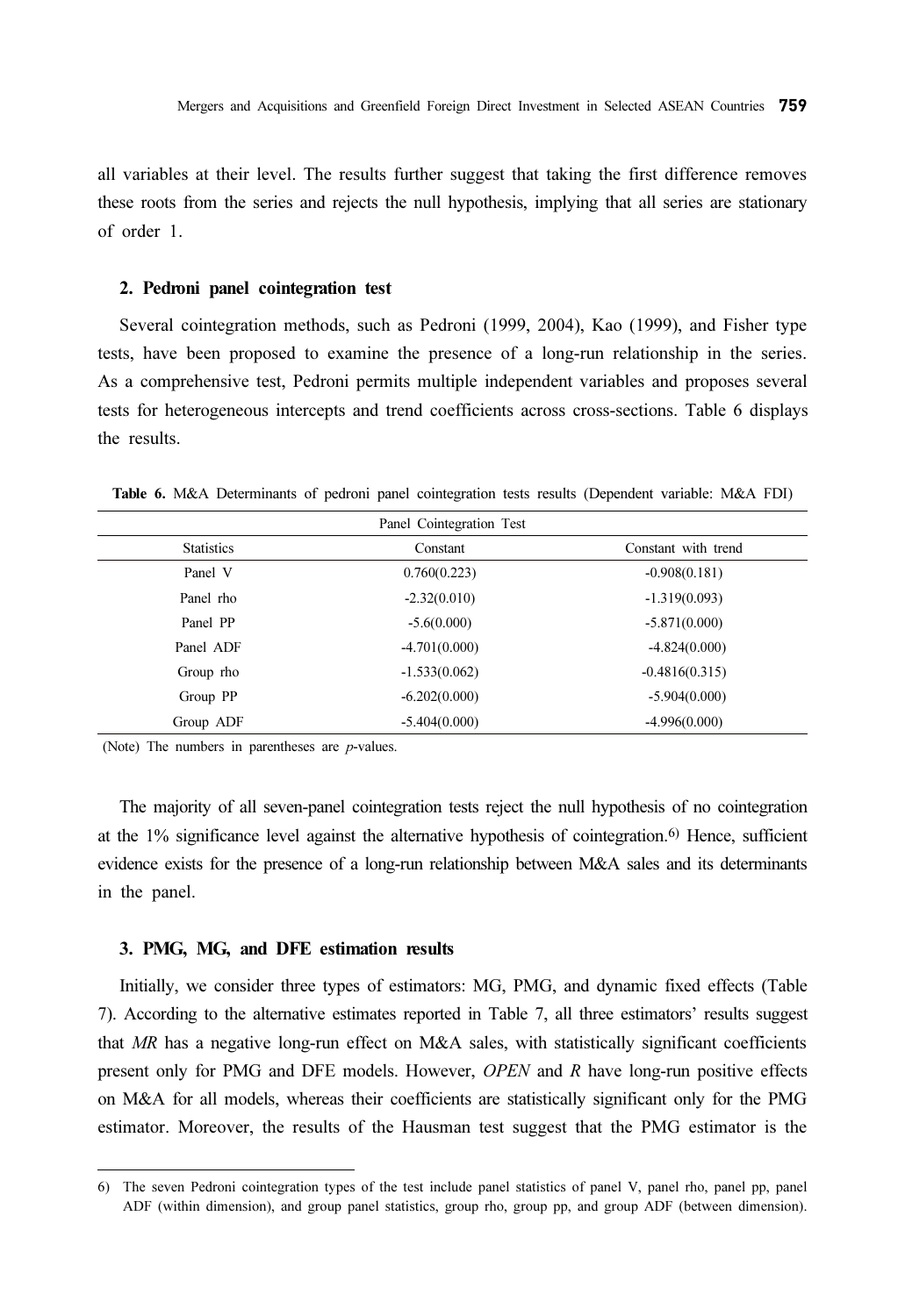all variables at their level. The results further suggest that taking the first difference removes these roots from the series and rejects the null hypothesis, implying that all series are stationary of order 1.

### 2. Pedroni panel cointegration test

Several cointegration methods, such as Pedroni (1999, 2004), Kao (1999), and Fisher type tests, have been proposed to examine the presence of a long-run relationship in the series. As a comprehensive test, Pedroni permits multiple independent variables and proposes several tests for heterogeneous intercepts and trend coefficients across cross-sections. Table 6 displays the results.

**Table 6.** M&A Determinants of pedroni panel cointegration tests results (Dependent variable: M&A FDI)

| Panel Cointegration Test | | |
|---|---|---|
| Statistics | Constant | Constant with trend |
| Panel V | 0.760(0.223) | -0.908(0.181) |
| Panel rho | -2.32(0.010) | -1.319(0.093) |
| Panel PP | -5.6(0.000) | -5.871(0.000) |
| Panel ADF | -4.701(0.000) | -4.824(0.000) |
| Group rho | -1.533(0.062) | -0.4816(0.315) |
| Group PP | -6.202(0.000) | -5.904(0.000) |
| Group ADF | -5.404(0.000) | -4.996(0.000) |

(Note) The numbers in parentheses are *p*-values.

The majority of all seven-panel cointegration tests reject the null hypothesis of no cointegration at the 1% significance level against the alternative hypothesis of cointegration.[6] Hence, sufficient evidence exists for the presence of a long-run relationship between M&A sales and its determinants in the panel.

### 3. PMG, MG, and DFE estimation results

Initially, we consider three types of estimators: MG, PMG, and dynamic fixed effects (Table 7). According to the alternative estimates reported in Table 7, all three estimators' results suggest that *MR* has a negative long-run effect on M&A sales, with statistically significant coefficients present only for PMG and DFE models. However, *OPEN* and *R* have long-run positive effects on M&A for all models, whereas their coefficients are statistically significant only for the PMG estimator. Moreover, the results of the Hausman test suggest that the PMG estimator is the

---

6) The seven Pedroni cointegration types of the test include panel statistics of panel V, panel rho, panel pp, panel ADF (within dimension), and group panel statistics, group rho, group pp, and group ADF (between dimension).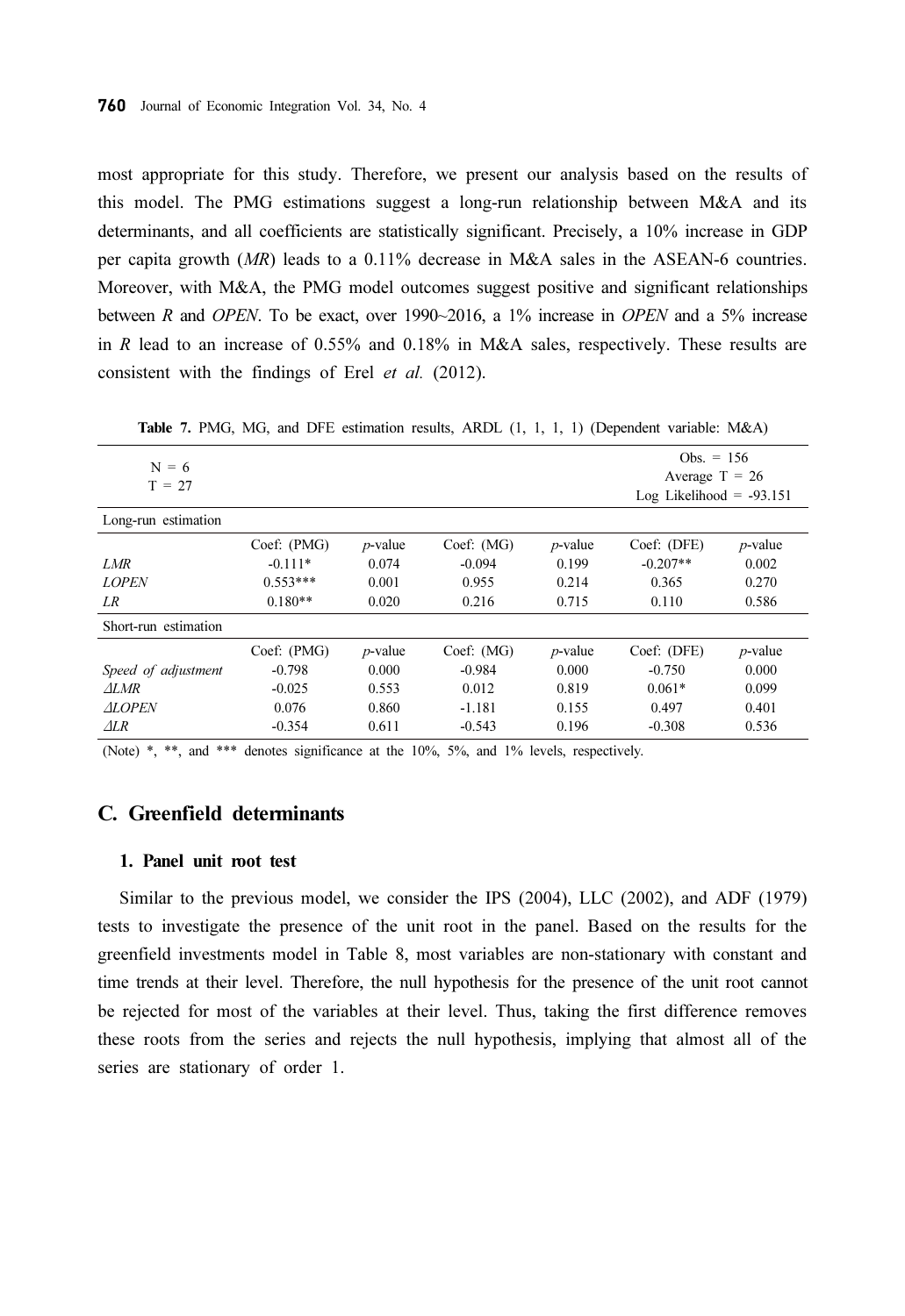most appropriate for this study. Therefore, we present our analysis based on the results of this model. The PMG estimations suggest a long-run relationship between M&A and its determinants, and all coefficients are statistically significant. Precisely, a 10% increase in GDP per capita growth (*MR*) leads to a 0.11% decrease in M&A sales in the ASEAN-6 countries. Moreover, with M&A, the PMG model outcomes suggest positive and significant relationships between *R* and *OPEN*. To be exact, over 1990~2016, a 1% increase in *OPEN* and a 5% increase in *R* lead to an increase of 0.55% and 0.18% in M&A sales, respectively. These results are consistent with the findings of Erel *et al.* (2012).

**Table 7.** PMG, MG, and DFE estimation results, ARDL (1, 1, 1, 1) (Dependent variable: M&A)

| N = 6<br>T = 27 | | | | | Obs. = 156<br>Average T = 26<br>Log Likelihood = -93.151 | |
|---|---|---|---|---|---|---|
| Long-run estimation | | | | | | |
| | Coef: (PMG) | *p*-value | Coef: (MG) | *p*-value | Coef: (DFE) | *p*-value |
| *LMR* | -0.111* | 0.074 | -0.094 | 0.199 | -0.207** | 0.002 |
| *LOPEN* | 0.553*** | 0.001 | 0.955 | 0.214 | 0.365 | 0.270 |
| *LR* | 0.180** | 0.020 | 0.216 | 0.715 | 0.110 | 0.586 |
| Short-run estimation | | | | | | |
| | Coef: (PMG) | *p*-value | Coef: (MG) | *p*-value | Coef: (DFE) | *p*-value |
| *Speed of adjustment* | -0.798 | 0.000 | -0.984 | 0.000 | -0.750 | 0.000 |
| *ΔLMR* | -0.025 | 0.553 | 0.012 | 0.819 | 0.061* | 0.099 |
| *ΔLOPEN* | 0.076 | 0.860 | -1.181 | 0.155 | 0.497 | 0.401 |
| *ΔLR* | -0.354 | 0.611 | -0.543 | 0.196 | -0.308 | 0.536 |

(Note) *, **, and *** denotes significance at the 10%, 5%, and 1% levels, respectively.

## C. Greenfield determinants

### 1. Panel unit root test

Similar to the previous model, we consider the IPS (2004), LLC (2002), and ADF (1979) tests to investigate the presence of the unit root in the panel. Based on the results for the greenfield investments model in Table 8, most variables are non-stationary with constant and time trends at their level. Therefore, the null hypothesis for the presence of the unit root cannot be rejected for most of the variables at their level. Thus, taking the first difference removes these roots from the series and rejects the null hypothesis, implying that almost all of the series are stationary of order 1.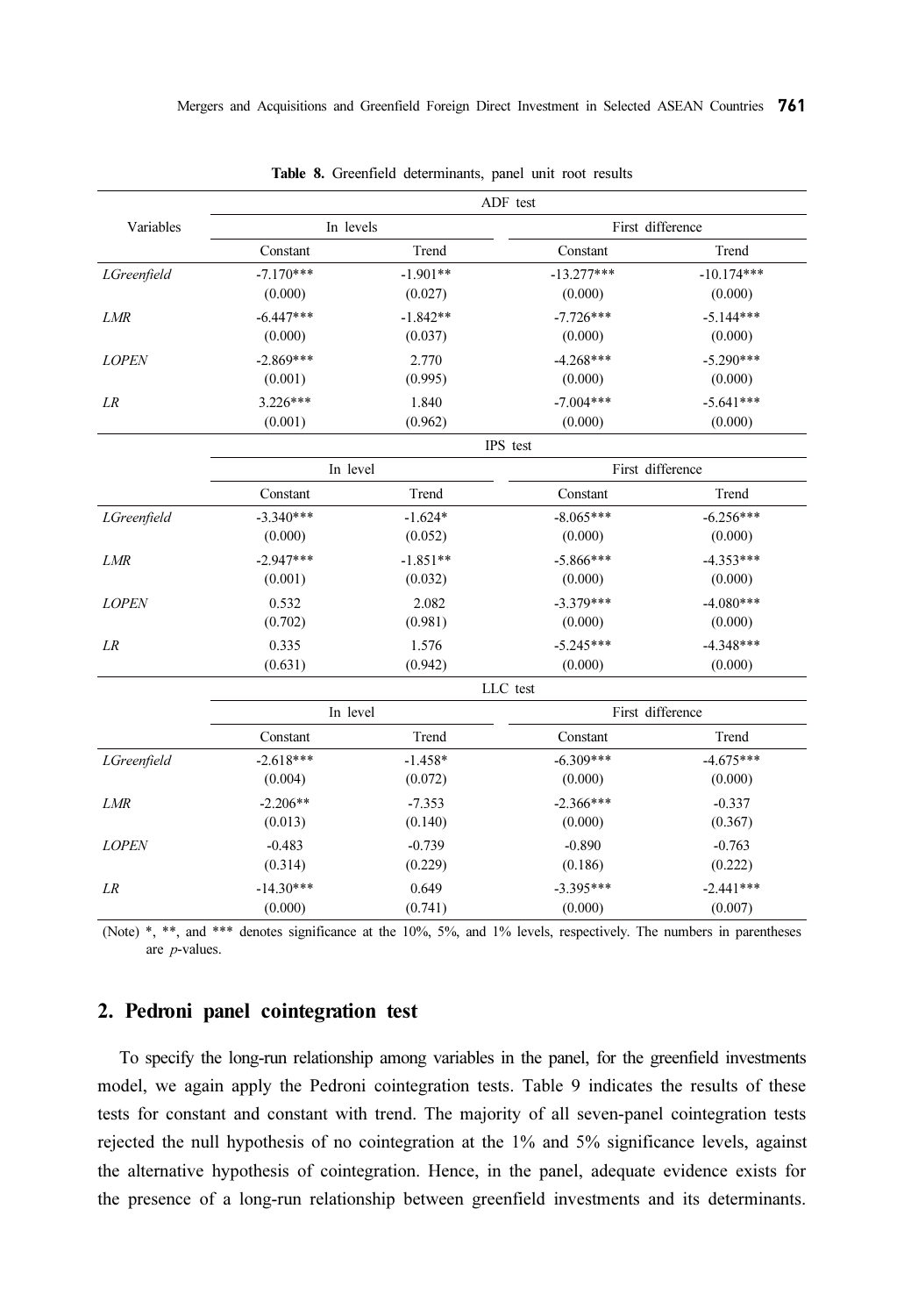**Table 8.** Greenfield determinants, panel unit root results

| Variables | ADF test | | | |
|---|---|---|---|---|
| | In levels | | First difference | |
| | Constant | Trend | Constant | Trend |
| *LGreenfield* | -7.170*** (0.000) | -1.901** (0.027) | -13.277*** (0.000) | -10.174*** (0.000) |
| *LMR* | -6.447*** (0.000) | -1.842** (0.037) | -7.726*** (0.000) | -5.144*** (0.000) |
| *LOPEN* | -2.869*** (0.001) | 2.770 (0.995) | -4.268*** (0.000) | -5.290*** (0.000) |
| *LR* | 3.226*** (0.001) | 1.840 (0.962) | -7.004*** (0.000) | -5.641*** (0.000) |
| | IPS test | | | |
| | In level | | First difference | |
| | Constant | Trend | Constant | Trend |
| *LGreenfield* | -3.340*** (0.000) | -1.624* (0.052) | -8.065*** (0.000) | -6.256*** (0.000) |
| *LMR* | -2.947*** (0.001) | -1.851** (0.032) | -5.866*** (0.000) | -4.353*** (0.000) |
| *LOPEN* | 0.532 (0.702) | 2.082 (0.981) | -3.379*** (0.000) | -4.080*** (0.000) |
| *LR* | 0.335 (0.631) | 1.576 (0.942) | -5.245*** (0.000) | -4.348*** (0.000) |
| | LLC test | | | |
| | In level | | First difference | |
| | Constant | Trend | Constant | Trend |
| *LGreenfield* | -2.618*** (0.004) | -1.458* (0.072) | -6.309*** (0.000) | -4.675*** (0.000) |
| *LMR* | -2.206** (0.013) | -7.353 (0.140) | -2.366*** (0.000) | -0.337 (0.367) |
| *LOPEN* | -0.483 (0.314) | -0.739 (0.229) | -0.890 (0.186) | -0.763 (0.222) |
| *LR* | -14.30*** (0.000) | 0.649 (0.741) | -3.395*** (0.000) | -2.441*** (0.007) |

(Note) *, **, and *** denotes significance at the 10%, 5%, and 1% levels, respectively. The numbers in parentheses are *p*-values.

## 2. Pedroni panel cointegration test

To specify the long-run relationship among variables in the panel, for the greenfield investments model, we again apply the Pedroni cointegration tests. Table 9 indicates the results of these tests for constant and constant with trend. The majority of all seven-panel cointegration tests rejected the null hypothesis of no cointegration at the 1% and 5% significance levels, against the alternative hypothesis of cointegration. Hence, in the panel, adequate evidence exists for the presence of a long-run relationship between greenfield investments and its determinants.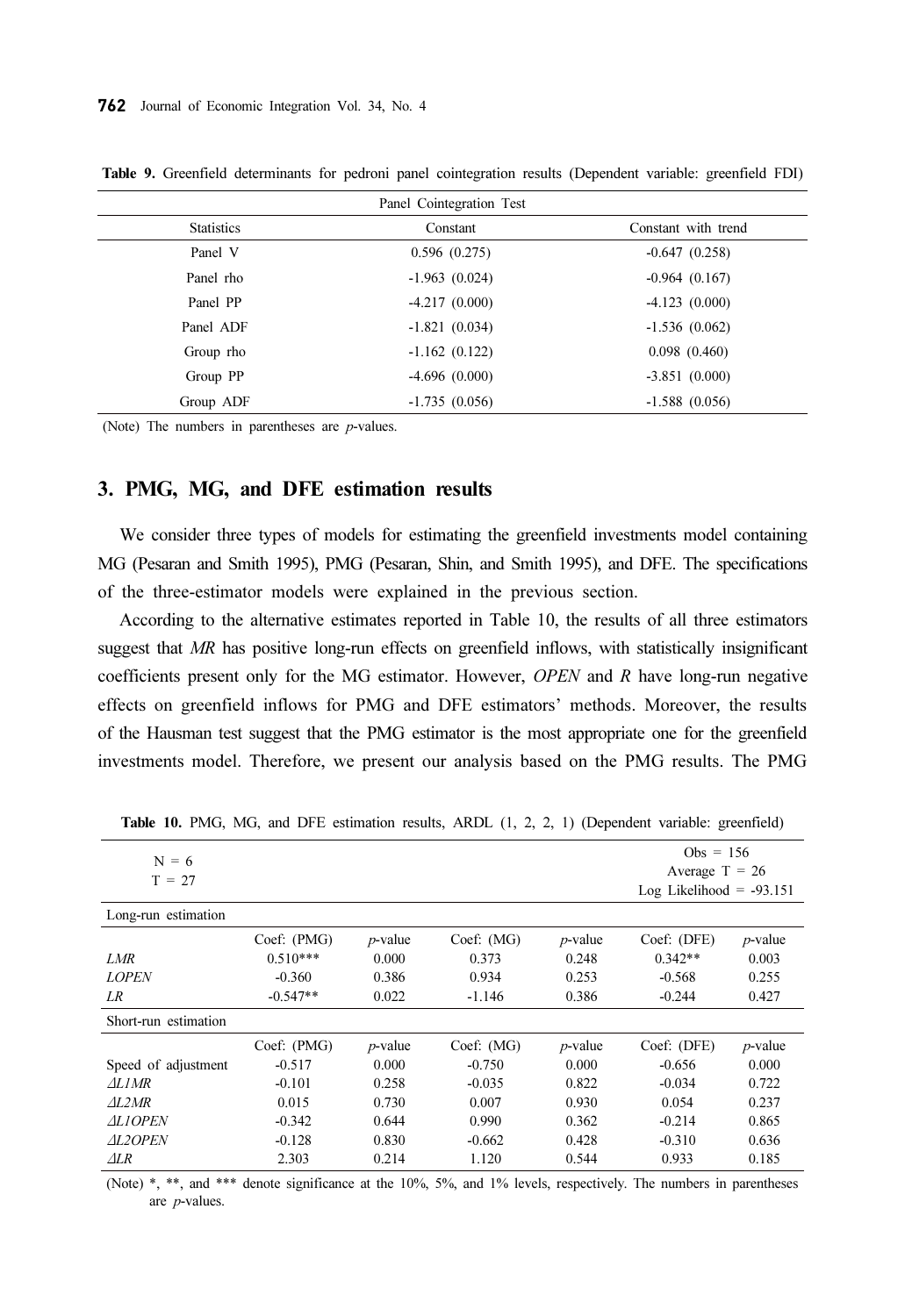**Table 9.** Greenfield determinants for pedroni panel cointegration results (Dependent variable: greenfield FDI)

| Panel Cointegration Test | | |
|---|---|---|
| Statistics | Constant | Constant with trend |
| Panel V | 0.596 (0.275) | -0.647 (0.258) |
| Panel rho | -1.963 (0.024) | -0.964 (0.167) |
| Panel PP | -4.217 (0.000) | -4.123 (0.000) |
| Panel ADF | -1.821 (0.034) | -1.536 (0.062) |
| Group rho | -1.162 (0.122) | 0.098 (0.460) |
| Group PP | -4.696 (0.000) | -3.851 (0.000) |
| Group ADF | -1.735 (0.056) | -1.588 (0.056) |

(Note) The numbers in parentheses are *p*-values.

## 3. PMG, MG, and DFE estimation results

We consider three types of models for estimating the greenfield investments model containing MG (Pesaran and Smith 1995), PMG (Pesaran, Shin, and Smith 1995), and DFE. The specifications of the three-estimator models were explained in the previous section.

According to the alternative estimates reported in Table 10, the results of all three estimators suggest that *MR* has positive long-run effects on greenfield inflows, with statistically insignificant coefficients present only for the MG estimator. However, *OPEN* and *R* have long-run negative effects on greenfield inflows for PMG and DFE estimators' methods. Moreover, the results of the Hausman test suggest that the PMG estimator is the most appropriate one for the greenfield investments model. Therefore, we present our analysis based on the PMG results. The PMG

**Table 10.** PMG, MG, and DFE estimation results, ARDL (1, 2, 2, 1) (Dependent variable: greenfield)

| N = 6<br>T = 27 | | | | | Obs = 156<br>Average T = 26<br>Log Likelihood = -93.151 | |
|---|---|---|---|---|---|---|
| Long-run estimation | | | | | | |
| | Coef: (PMG) | *p*-value | Coef: (MG) | *p*-value | Coef: (DFE) | *p*-value |
| *LMR* | 0.510*** | 0.000 | 0.373 | 0.248 | 0.342** | 0.003 |
| *LOPEN* | -0.360 | 0.386 | 0.934 | 0.253 | -0.568 | 0.255 |
| *LR* | -0.547** | 0.022 | -1.146 | 0.386 | -0.244 | 0.427 |
| Short-run estimation | | | | | | |
| | Coef: (PMG) | *p*-value | Coef: (MG) | *p*-value | Coef: (DFE) | *p*-value |
| Speed of adjustment | -0.517 | 0.000 | -0.750 | 0.000 | -0.656 | 0.000 |
| *ΔL1MR* | -0.101 | 0.258 | -0.035 | 0.822 | -0.034 | 0.722 |
| *ΔL2MR* | 0.015 | 0.730 | 0.007 | 0.930 | 0.054 | 0.237 |
| *ΔL1OPEN* | -0.342 | 0.644 | 0.990 | 0.362 | -0.214 | 0.865 |
| *ΔL2OPEN* | -0.128 | 0.830 | -0.662 | 0.428 | -0.310 | 0.636 |
| *ΔLR* | 2.303 | 0.214 | 1.120 | 0.544 | 0.933 | 0.185 |

(Note) *, **, and *** denote significance at the 10%, 5%, and 1% levels, respectively. The numbers in parentheses are *p*-values.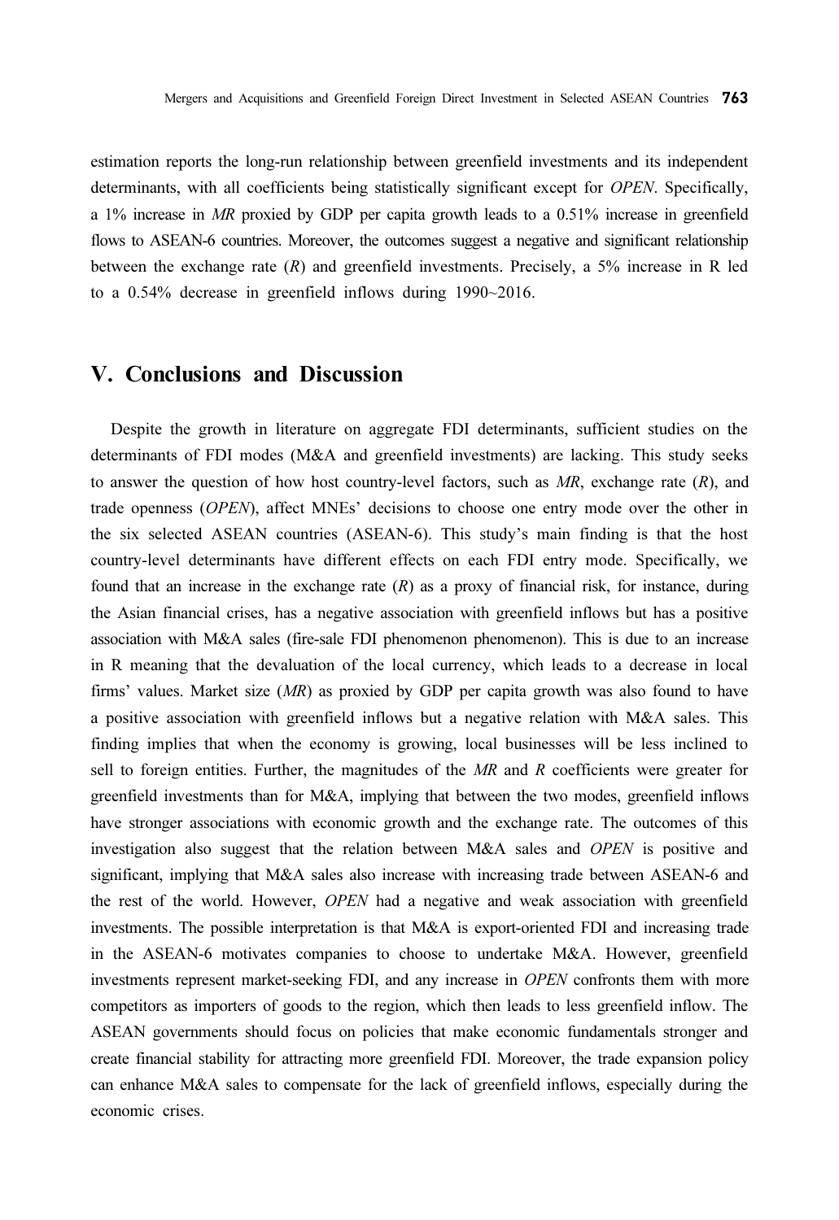estimation reports the long-run relationship between greenfield investments and its independent determinants, with all coefficients being statistically significant except for *OPEN*. Specifically, a 1% increase in *MR* proxied by GDP per capita growth leads to a 0.51% increase in greenfield flows to ASEAN-6 countries. Moreover, the outcomes suggest a negative and significant relationship between the exchange rate (*R*) and greenfield investments. Precisely, a 5% increase in R led to a 0.54% decrease in greenfield inflows during 1990~2016.

## V. Conclusions and Discussion

Despite the growth in literature on aggregate FDI determinants, sufficient studies on the determinants of FDI modes (M&A and greenfield investments) are lacking. This study seeks to answer the question of how host country-level factors, such as *MR*, exchange rate (*R*), and trade openness (*OPEN*), affect MNEs' decisions to choose one entry mode over the other in the six selected ASEAN countries (ASEAN-6). This study's main finding is that the host country-level determinants have different effects on each FDI entry mode. Specifically, we found that an increase in the exchange rate (*R*) as a proxy of financial risk, for instance, during the Asian financial crises, has a negative association with greenfield inflows but has a positive association with M&A sales (fire-sale FDI phenomenon phenomenon). This is due to an increase in R meaning that the devaluation of the local currency, which leads to a decrease in local firms' values. Market size (*MR*) as proxied by GDP per capita growth was also found to have a positive association with greenfield inflows but a negative relation with M&A sales. This finding implies that when the economy is growing, local businesses will be less inclined to sell to foreign entities. Further, the magnitudes of the *MR* and *R* coefficients were greater for greenfield investments than for M&A, implying that between the two modes, greenfield inflows have stronger associations with economic growth and the exchange rate. The outcomes of this investigation also suggest that the relation between M&A sales and *OPEN* is positive and significant, implying that M&A sales also increase with increasing trade between ASEAN-6 and the rest of the world. However, *OPEN* had a negative and weak association with greenfield investments. The possible interpretation is that M&A is export-oriented FDI and increasing trade in the ASEAN-6 motivates companies to choose to undertake M&A. However, greenfield investments represent market-seeking FDI, and any increase in *OPEN* confronts them with more competitors as importers of goods to the region, which then leads to less greenfield inflow. The ASEAN governments should focus on policies that make economic fundamentals stronger and create financial stability for attracting more greenfield FDI. Moreover, the trade expansion policy can enhance M&A sales to compensate for the lack of greenfield inflows, especially during the economic crises.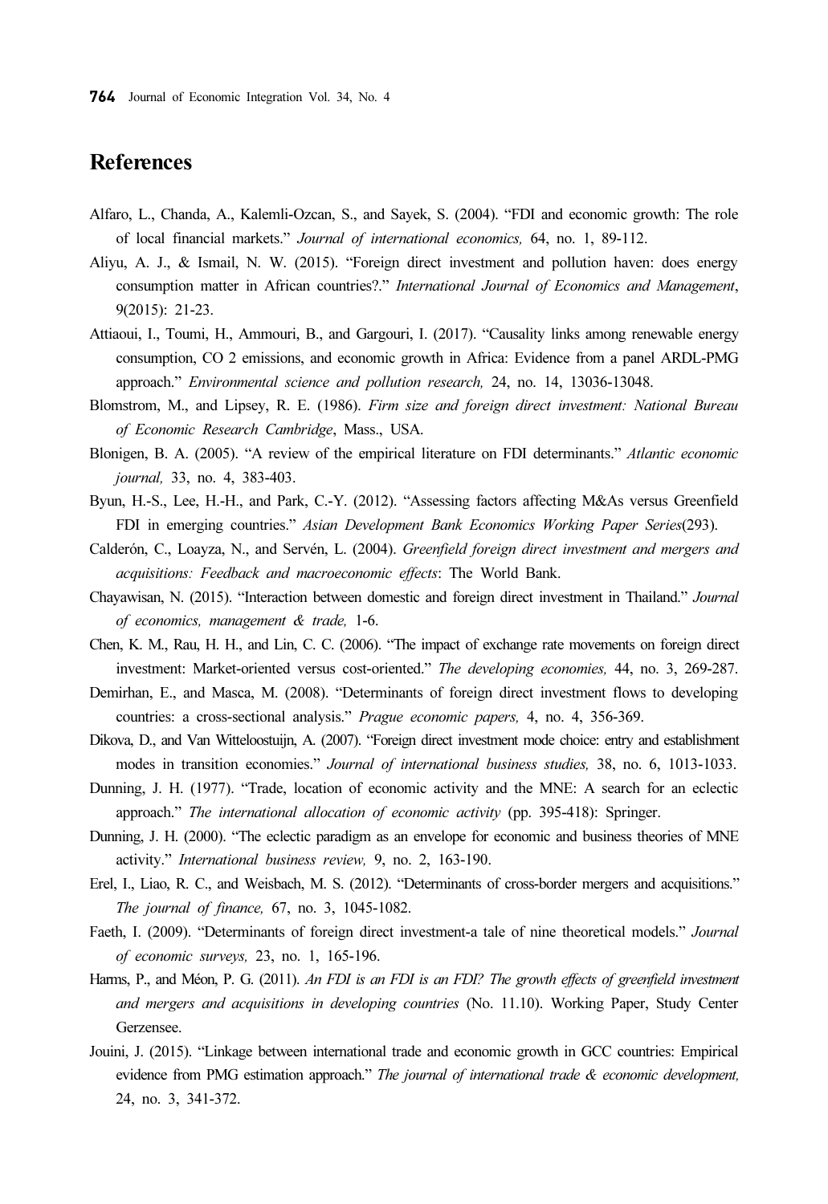# References

Alfaro, L., Chanda, A., Kalemli-Ozcan, S., and Sayek, S. (2004). "FDI and economic growth: The role of local financial markets." *Journal of international economics,* 64, no. 1, 89-112.

Aliyu, A. J., & Ismail, N. W. (2015). "Foreign direct investment and pollution haven: does energy consumption matter in African countries?." *International Journal of Economics and Management*, 9(2015): 21-23.

Attiaoui, I., Toumi, H., Ammouri, B., and Gargouri, I. (2017). "Causality links among renewable energy consumption, CO 2 emissions, and economic growth in Africa: Evidence from a panel ARDL-PMG approach." *Environmental science and pollution research,* 24, no. 14, 13036-13048.

Blomstrom, M., and Lipsey, R. E. (1986). *Firm size and foreign direct investment: National Bureau of Economic Research Cambridge*, Mass., USA.

Blonigen, B. A. (2005). "A review of the empirical literature on FDI determinants." *Atlantic economic journal,* 33, no. 4, 383-403.

Byun, H.-S., Lee, H.-H., and Park, C.-Y. (2012). "Assessing factors affecting M&As versus Greenfield FDI in emerging countries." *Asian Development Bank Economics Working Paper Series*(293).

Calderón, C., Loayza, N., and Servén, L. (2004). *Greenfield foreign direct investment and mergers and acquisitions: Feedback and macroeconomic effects*: The World Bank.

Chayawisan, N. (2015). "Interaction between domestic and foreign direct investment in Thailand." *Journal of economics, management & trade,* 1-6.

Chen, K. M., Rau, H. H., and Lin, C. C. (2006). "The impact of exchange rate movements on foreign direct investment: Market-oriented versus cost-oriented." *The developing economies,* 44, no. 3, 269-287.

Demirhan, E., and Masca, M. (2008). "Determinants of foreign direct investment flows to developing countries: a cross-sectional analysis." *Prague economic papers,* 4, no. 4, 356-369.

Dikova, D., and Van Witteloostuijn, A. (2007). "Foreign direct investment mode choice: entry and establishment modes in transition economies." *Journal of international business studies,* 38, no. 6, 1013-1033.

Dunning, J. H. (1977). "Trade, location of economic activity and the MNE: A search for an eclectic approach." *The international allocation of economic activity* (pp. 395-418): Springer.

Dunning, J. H. (2000). "The eclectic paradigm as an envelope for economic and business theories of MNE activity." *International business review,* 9, no. 2, 163-190.

Erel, I., Liao, R. C., and Weisbach, M. S. (2012). "Determinants of cross-border mergers and acquisitions." *The journal of finance,* 67, no. 3, 1045-1082.

Faeth, I. (2009). "Determinants of foreign direct investment-a tale of nine theoretical models." *Journal of economic surveys,* 23, no. 1, 165-196.

Harms, P., and Méon, P. G. (2011). *An FDI is an FDI is an FDI? The growth effects of greenfield investment and mergers and acquisitions in developing countries* (No. 11.10). Working Paper, Study Center Gerzensee.

Jouini, J. (2015). "Linkage between international trade and economic growth in GCC countries: Empirical evidence from PMG estimation approach." *The journal of international trade & economic development,* 24, no. 3, 341-372.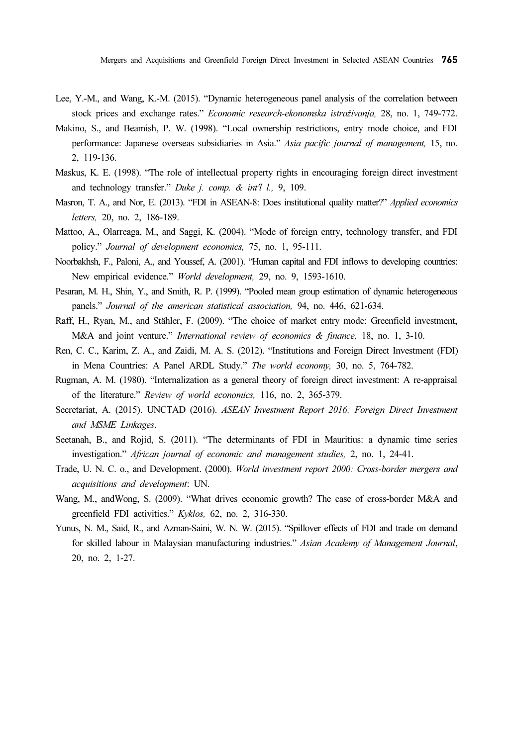Lee, Y.-M., and Wang, K.-M. (2015). "Dynamic heterogeneous panel analysis of the correlation between stock prices and exchange rates." *Economic research-ekonomska istraživanja,* 28, no. 1, 749-772.

Makino, S., and Beamish, P. W. (1998). "Local ownership restrictions, entry mode choice, and FDI performance: Japanese overseas subsidiaries in Asia." *Asia pacific journal of management,* 15, no. 2, 119-136.

Maskus, K. E. (1998). "The role of intellectual property rights in encouraging foreign direct investment and technology transfer." *Duke j. comp. & int'l l.,* 9, 109.

Masron, T. A., and Nor, E. (2013). "FDI in ASEAN-8: Does institutional quality matter?" *Applied economics letters,* 20, no. 2, 186-189.

Mattoo, A., Olarreaga, M., and Saggi, K. (2004). "Mode of foreign entry, technology transfer, and FDI policy." *Journal of development economics,* 75, no. 1, 95-111.

Noorbakhsh, F., Paloni, A., and Youssef, A. (2001). "Human capital and FDI inflows to developing countries: New empirical evidence." *World development,* 29, no. 9, 1593-1610.

Pesaran, M. H., Shin, Y., and Smith, R. P. (1999). "Pooled mean group estimation of dynamic heterogeneous panels." *Journal of the american statistical association,* 94, no. 446, 621-634.

Raff, H., Ryan, M., and Stähler, F. (2009). "The choice of market entry mode: Greenfield investment, M&A and joint venture." *International review of economics & finance,* 18, no. 1, 3-10.

Ren, C. C., Karim, Z. A., and Zaidi, M. A. S. (2012). "Institutions and Foreign Direct Investment (FDI) in Mena Countries: A Panel ARDL Study." *The world economy,* 30, no. 5, 764-782.

Rugman, A. M. (1980). "Internalization as a general theory of foreign direct investment: A re-appraisal of the literature." *Review of world economics,* 116, no. 2, 365-379.

Secretariat, A. (2015). UNCTAD (2016). *ASEAN Investment Report 2016: Foreign Direct Investment and MSME Linkages*.

Seetanah, B., and Rojid, S. (2011). "The determinants of FDI in Mauritius: a dynamic time series investigation." *African journal of economic and management studies,* 2, no. 1, 24-41.

Trade, U. N. C. o., and Development. (2000). *World investment report 2000: Cross-border mergers and acquisitions and development*: UN.

Wang, M., andWong, S. (2009). "What drives economic growth? The case of cross-border M&A and greenfield FDI activities." *Kyklos,* 62, no. 2, 316-330.

Yunus, N. M., Said, R., and Azman-Saini, W. N. W. (2015). "Spillover effects of FDI and trade on demand for skilled labour in Malaysian manufacturing industries." *Asian Academy of Management Journal*, 20, no. 2, 1-27.